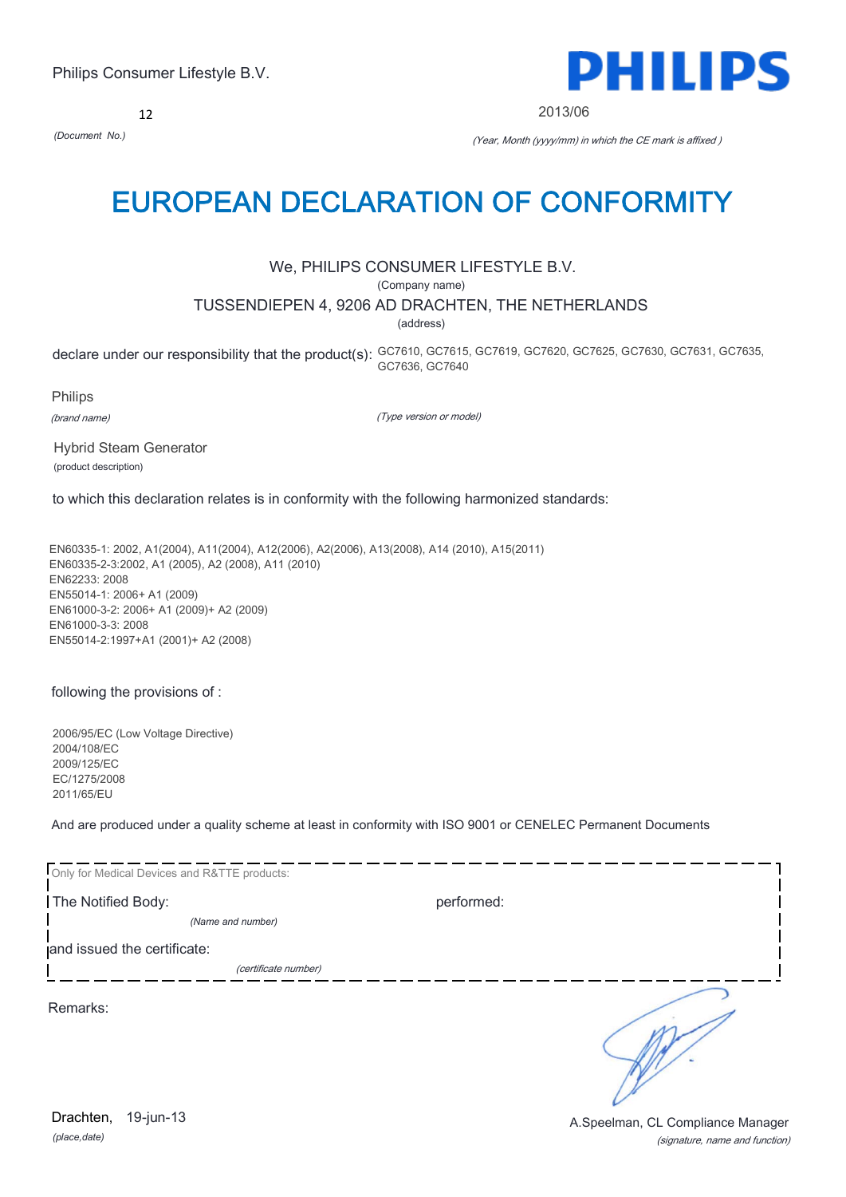Philips Consumer Lifestyle B.V.

**PHILIPS**

12

*(Document No.)*

2013/06

*(Year, Month (yyyy/mm) in which the CE mark is affixed )*

# EUROPEAN DECLARATION OF CONFORMITY

We, PHILIPS CONSUMER LIFESTYLE B.V.

(Company name)

TUSSENDIEPEN 4, 9206 AD DRACHTEN, THE NETHERLANDS

(address)

declare under our responsibility that the product(s): GC7610, GC7615, GC7619, GC7620, GC7625, GC7630, GC7631, GC7635, GC7636, GC7640

Philips

*(brand name)*

*(Type version or model)*

Hybrid Steam Generator

(product description)

to which this declaration relates is in conformity with the following harmonized standards:

EN60335-1: 2002, A1(2004), A11(2004), A12(2006), A2(2006), A13(2008), A14 (2010), A15(2011)
EN60335-2-3:2002, A1 (2005), A2 (2008), A11 (2010)
EN62233: 2008
EN55014-1: 2006+ A1 (2009)
EN61000-3-2: 2006+ A1 (2009)+ A2 (2009)
EN61000-3-3: 2008
EN55014-2:1997+A1 (2001)+ A2 (2008)

following the provisions of :

2006/95/EC (Low Voltage Directive)
2004/108/EC
2009/125/EC
EC/1275/2008
2011/65/EU

And are produced under a quality scheme at least in conformity with ISO 9001 or CENELEC Permanent Documents

Only for Medical Devices and R&TTE products:

The Notified Body: performed:

*(Name and number)*

and issued the certificate:

*(certificate number)*

Remarks:

Drachten, 19-jun-13

*(place,date)*

A.Speelman, CL Compliance Manager

*(signature, name and function)*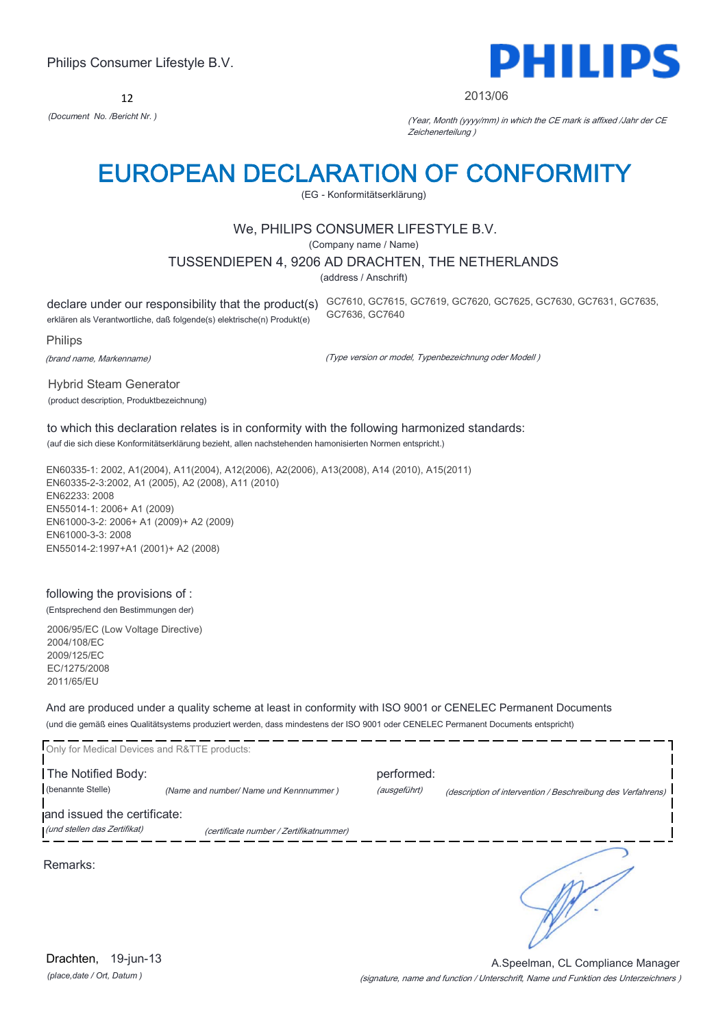Philips Consumer Lifestyle B.V.

**PHILIPS**

12

*(Document No. /Bericht Nr. )*

2013/06

*(Year, Month (yyyy/mm) in which the CE mark is affixed /Jahr der CE Zeichenerteilung )*

# EUROPEAN DECLARATION OF CONFORMITY

(EG - Konformitätserklärung)

We, PHILIPS CONSUMER LIFESTYLE B.V.

(Company name / Name)

TUSSENDIEPEN 4, 9206 AD DRACHTEN, THE NETHERLANDS

(address / Anschrift)

declare under our responsibility that the product(s)
erklären als Verantwortliche, daß folgende(s) elektrische(n) Produkt(e)

GC7610, GC7615, GC7619, GC7620, GC7625, GC7630, GC7631, GC7635, GC7636, GC7640

Philips

*(brand name, Markenname)*

*(Type version or model, Typenbezeichnung oder Modell )*

Hybrid Steam Generator

(product description, Produktbezeichnung)

to which this declaration relates is in conformity with the following harmonized standards:

(auf die sich diese Konformitätserklärung bezieht, allen nachstehenden hamonisierten Normen entspricht.)

EN60335-1: 2002, A1(2004), A11(2004), A12(2006), A2(2006), A13(2008), A14 (2010), A15(2011)
EN60335-2-3:2002, A1 (2005), A2 (2008), A11 (2010)
EN62233: 2008
EN55014-1: 2006+ A1 (2009)
EN61000-3-2: 2006+ A1 (2009)+ A2 (2009)
EN61000-3-3: 2008
EN55014-2:1997+A1 (2001)+ A2 (2008)

following the provisions of :

(Entsprechend den Bestimmungen der)

2006/95/EC (Low Voltage Directive)
2004/108/EC
2009/125/EC
EC/1275/2008
2011/65/EU

And are produced under a quality scheme at least in conformity with ISO 9001 or CENELEC Permanent Documents

(und die gemäß eines Qualitätsystems produziert werden, dass mindestens der ISO 9001 oder CENELEC Permanent Documents entspricht)

Only for Medical Devices and R&TTE products:

The Notified Body: *(Name and number/ Name und Kennnummer )* performed: *(ausgeführt)* *(description of intervention / Beschreibung des Verfahrens)*

(benannte Stelle)

and issued the certificate: *(certificate number / Zertifikatnummer)*

*(und stellen das Zertifikat)*

Remarks:

Drachten, 19-jun-13

*(place,date / Ort, Datum )*

A.Speelman, CL Compliance Manager

*(signature, name and function / Unterschrift, Name und Funktion des Unterzeichners )*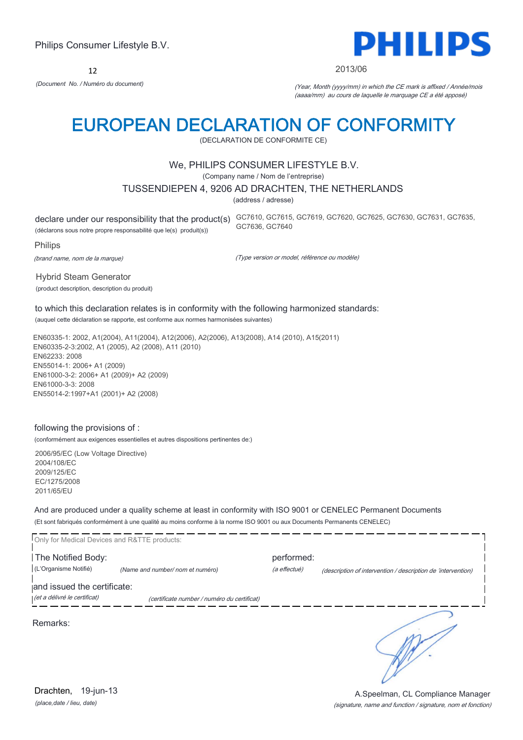Philips Consumer Lifestyle B.V.

**PHILIPS**

12

*(Document No. / Numéro du document)*

2013/06

*(Year, Month (yyyy/mm) in which the CE mark is affixed / Année/mois (aaaa/mm) au cours de laquelle le marquage CE a été apposé)*

# EUROPEAN DECLARATION OF CONFORMITY

(DECLARATION DE CONFORMITE CE)

We, PHILIPS CONSUMER LIFESTYLE B.V.

(Company name / Nom de l'entreprise)

TUSSENDIEPEN 4, 9206 AD DRACHTEN, THE NETHERLANDS

(address / adresse)

declare under our responsibility that the product(s) GC7610, GC7615, GC7619, GC7620, GC7625, GC7630, GC7631, GC7635, GC7636, GC7640

(déclarons sous notre propre responsabilité que le(s) produit(s))

Philips

*(brand name, nom de la marque)*

*(Type version or model, référence ou modèle)*

Hybrid Steam Generator

(product description, description du produit)

to which this declaration relates is in conformity with the following harmonized standards:

(auquel cette déclaration se rapporte, est conforme aux normes harmonisées suivantes)

EN60335-1: 2002, A1(2004), A11(2004), A12(2006), A2(2006), A13(2008), A14 (2010), A15(2011)
EN60335-2-3:2002, A1 (2005), A2 (2008), A11 (2010)
EN62233: 2008
EN55014-1: 2006+ A1 (2009)
EN61000-3-2: 2006+ A1 (2009)+ A2 (2009)
EN61000-3-3: 2008
EN55014-2:1997+A1 (2001)+ A2 (2008)

following the provisions of :

(conformément aux exigences essentielles et autres dispositions pertinentes de:)

2006/95/EC (Low Voltage Directive)
2004/108/EC
2009/125/EC
EC/1275/2008
2011/65/EU

And are produced under a quality scheme at least in conformity with ISO 9001 or CENELEC Permanent Documents

(Et sont fabriqués conformément à une qualité au moins conforme à la norme ISO 9001 ou aux Documents Permanents CENELEC)

Only for Medical Devices and R&TTE products:

The Notified Body: *(Name and number/ nom et numéro)* performed: *(description of intervention / description de 'intervention)*

(L'Organisme Notifié) *(a effectué)*

and issued the certificate: *(certificate number / numéro du certificat)*

*(et a délivré le certificat)*

Remarks:

Drachten, 19-jun-13

*(place,date / lieu, date)*

A.Speelman, CL Compliance Manager

*(signature, name and function / signature, nom et fonction)*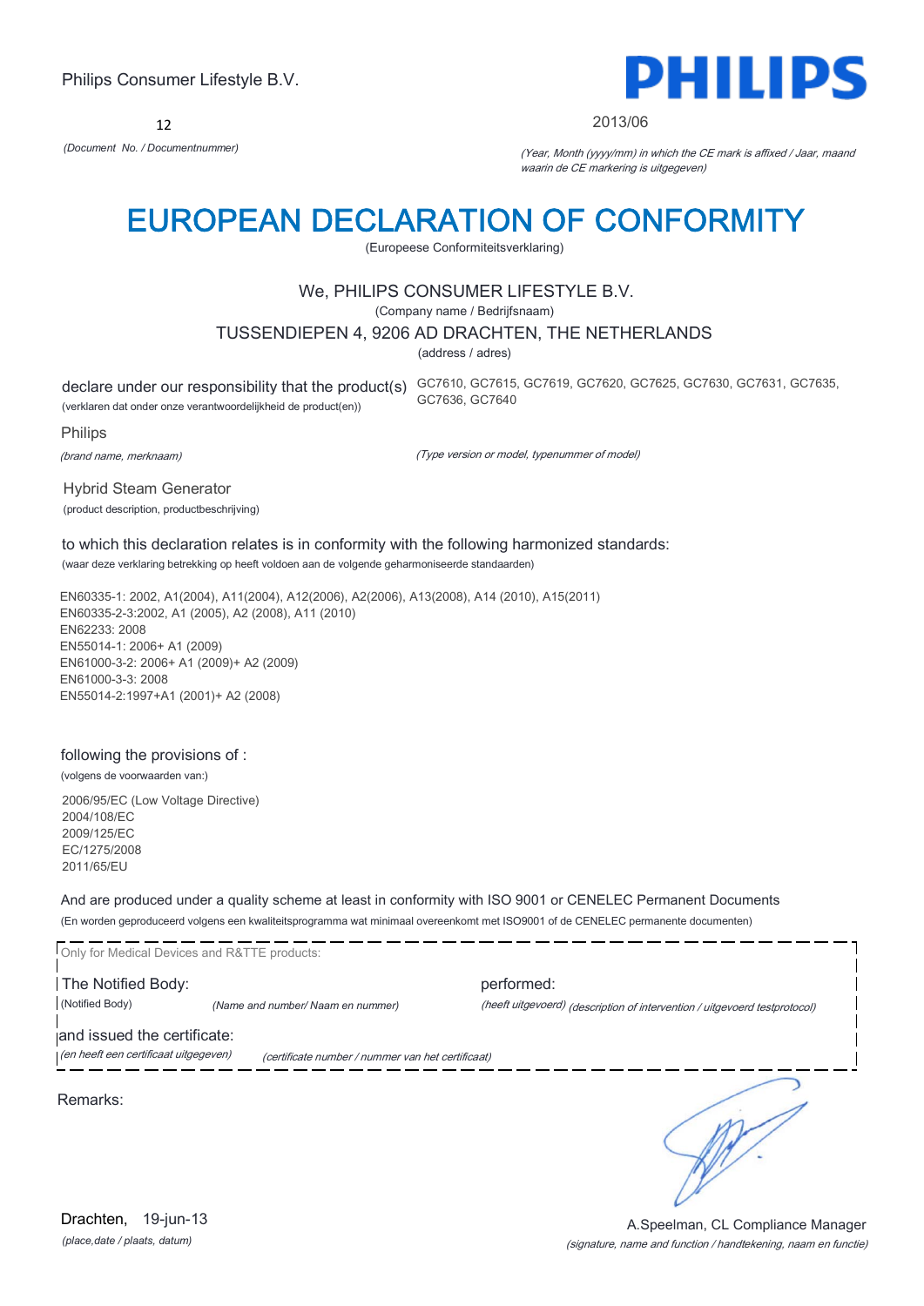Philips Consumer Lifestyle B.V.

**PHILIPS**

12

*(Document No. / Documentnummer)*

2013/06

*(Year, Month (yyyy/mm) in which the CE mark is affixed / Jaar, maand waarin de CE markering is uitgegeven)*

# EUROPEAN DECLARATION OF CONFORMITY

(Europeese Conformiteitsverklaring)

We, PHILIPS CONSUMER LIFESTYLE B.V.

(Company name / Bedrijfsnaam)

TUSSENDIEPEN 4, 9206 AD DRACHTEN, THE NETHERLANDS

(address / adres)

declare under our responsibility that the product(s) GC7610, GC7615, GC7619, GC7620, GC7625, GC7630, GC7631, GC7635, GC7636, GC7640

(verklaren dat onder onze verantwoordelijkheid de product(en))

Philips

*(brand name, merknaam)*

*(Type version or model, typenummer of model)*

Hybrid Steam Generator

(product description, productbeschrijving)

to which this declaration relates is in conformity with the following harmonized standards:

(waar deze verklaring betrekking op heeft voldoen aan de volgende geharmoniseerde standaarden)

EN60335-1: 2002, A1(2004), A11(2004), A12(2006), A2(2006), A13(2008), A14 (2010), A15(2011)
EN60335-2-3:2002, A1 (2005), A2 (2008), A11 (2010)
EN62233: 2008
EN55014-1: 2006+ A1 (2009)
EN61000-3-2: 2006+ A1 (2009)+ A2 (2009)
EN61000-3-3: 2008
EN55014-2:1997+A1 (2001)+ A2 (2008)

following the provisions of :

(volgens de voorwaarden van:)

2006/95/EC (Low Voltage Directive)
2004/108/EC
2009/125/EC
EC/1275/2008
2011/65/EU

And are produced under a quality scheme at least in conformity with ISO 9001 or CENELEC Permanent Documents

(En worden geproduceerd volgens een kwaliteitsprogramma wat minimaal overeenkomt met ISO9001 of de CENELEC permanente documenten)

Only for Medical Devices and R&TTE products:

The Notified Body: performed:

(Notified Body) *(Name and number/ Naam en nummer)* *(heeft uitgevoerd) (description of intervention / uitgevoerd testprotocol)*

and issued the certificate:

*(en heeft een certificaat uitgegeven)* *(certificate number / nummer van het certificaat)*

Remarks:

Drachten, 19-jun-13

*(place,date / plaats, datum)*

A.Speelman, CL Compliance Manager

*(signature, name and function / handtekening, naam en functie)*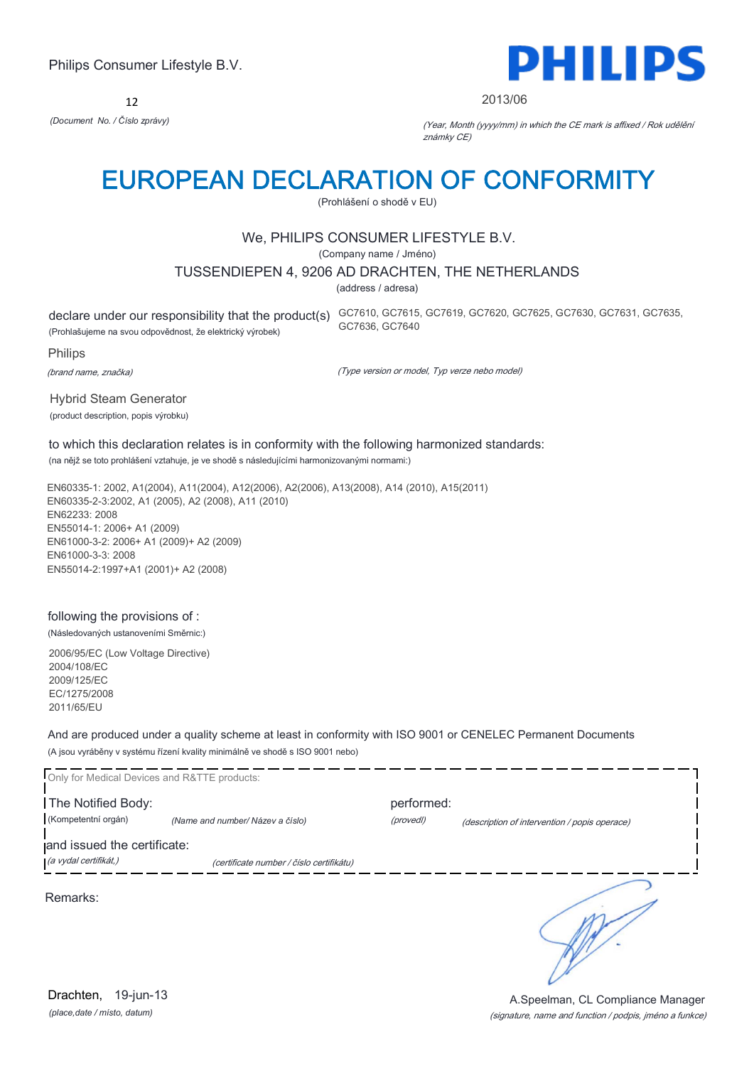Philips Consumer Lifestyle B.V.

**PHILIPS**

12

*(Document No. / Číslo zprávy)*

2013/06

*(Year, Month (yyyy/mm) in which the CE mark is affixed / Rok udělění známky CE)*

# EUROPEAN DECLARATION OF CONFORMITY

(Prohlášení o shodě v EU)

We, PHILIPS CONSUMER LIFESTYLE B.V.

(Company name / Jméno)

TUSSENDIEPEN 4, 9206 AD DRACHTEN, THE NETHERLANDS

(address / adresa)

declare under our responsibility that the product(s) GC7610, GC7615, GC7619, GC7620, GC7625, GC7630, GC7631, GC7635, GC7636, GC7640

(Prohlašujeme na svou odpovědnost, že elektrický výrobek)

Philips

*(brand name, značka)*

*(Type version or model, Typ verze nebo model)*

Hybrid Steam Generator

(product description, popis výrobku)

to which this declaration relates is in conformity with the following harmonized standards:

(na nějž se toto prohlášení vztahuje, je ve shodě s následujícími harmonizovanými normami:)

EN60335-1: 2002, A1(2004), A11(2004), A12(2006), A2(2006), A13(2008), A14 (2010), A15(2011)
EN60335-2-3:2002, A1 (2005), A2 (2008), A11 (2010)
EN62233: 2008
EN55014-1: 2006+ A1 (2009)
EN61000-3-2: 2006+ A1 (2009)+ A2 (2009)
EN61000-3-3: 2008
EN55014-2:1997+A1 (2001)+ A2 (2008)

following the provisions of :

(Následovaných ustanoveními Směrnic:)

2006/95/EC (Low Voltage Directive)
2004/108/EC
2009/125/EC
EC/1275/2008
2011/65/EU

And are produced under a quality scheme at least in conformity with ISO 9001 or CENELEC Permanent Documents

(A jsou vyráběny v systému řízení kvality minimálně ve shodě s ISO 9001 nebo)

Only for Medical Devices and R&TTE products:

The Notified Body: *(Name and number/ Název a číslo)* performed: *(description of intervention / popis operace)*

(Kompetentní orgán) *(provedl)*

and issued the certificate: *(certificate number / číslo certifikátu)*

*(a vydal certifikát,)*

Remarks:

Drachten, 19-jun-13

*(place,date / místo, datum)*

A.Speelman, CL Compliance Manager

*(signature, name and function / podpis, jméno a funkce)*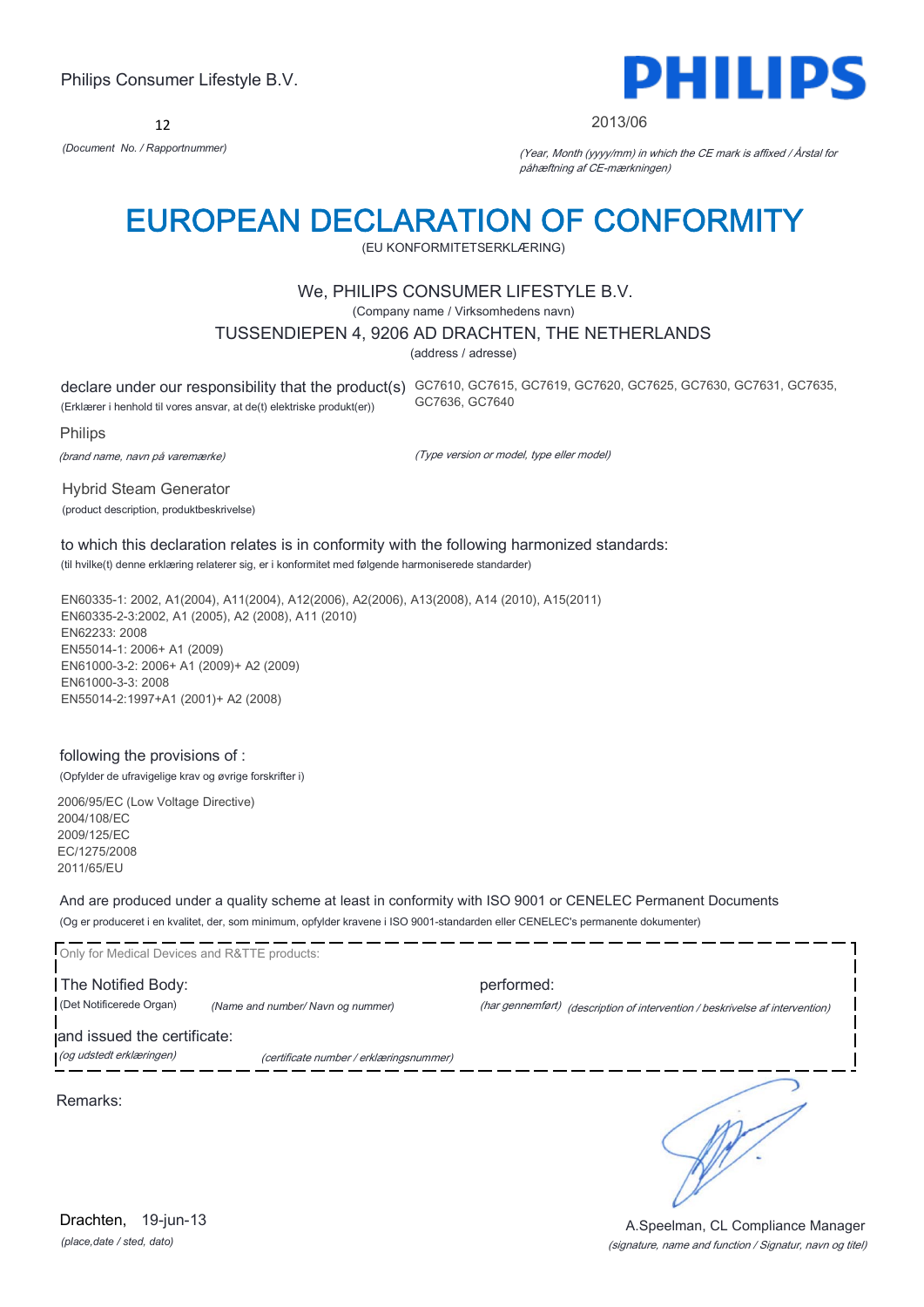Philips Consumer Lifestyle B.V.

**PHILIPS**

12

*(Document No. / Rapportnummer)*

2013/06

*(Year, Month (yyyy/mm) in which the CE mark is affixed / Årstal for påhæftning af CE-mærkningen)*

# EUROPEAN DECLARATION OF CONFORMITY

(EU KONFORMITETSERKLÆRING)

We, PHILIPS CONSUMER LIFESTYLE B.V.

(Company name / Virksomhedens navn)

TUSSENDIEPEN 4, 9206 AD DRACHTEN, THE NETHERLANDS

(address / adresse)

declare under our responsibility that the product(s)
(Erklærer i henhold til vores ansvar, at de(t) elektriske produkt(er))

GC7610, GC7615, GC7619, GC7620, GC7625, GC7630, GC7631, GC7635, GC7636, GC7640

Philips

*(brand name, navn på varemærke)*

*(Type version or model, type eller model)*

Hybrid Steam Generator

(product description, produktbeskrivelse)

to which this declaration relates is in conformity with the following harmonized standards:

(til hvilke(t) denne erklæring relaterer sig, er i konformitet med følgende harmoniserede standarder)

EN60335-1: 2002, A1(2004), A11(2004), A12(2006), A2(2006), A13(2008), A14 (2010), A15(2011)
EN60335-2-3:2002, A1 (2005), A2 (2008), A11 (2010)
EN62233: 2008
EN55014-1: 2006+ A1 (2009)
EN61000-3-2: 2006+ A1 (2009)+ A2 (2009)
EN61000-3-3: 2008
EN55014-2:1997+A1 (2001)+ A2 (2008)

following the provisions of :

(Opfylder de ufravigelige krav og øvrige forskrifter i)

2006/95/EC (Low Voltage Directive)
2004/108/EC
2009/125/EC
EC/1275/2008
2011/65/EU

And are produced under a quality scheme at least in conformity with ISO 9001 or CENELEC Permanent Documents

(Og er produceret i en kvalitet, der, som minimum, opfylder kravene i ISO 9001-standarden eller CENELEC's permanente dokumenter)

Only for Medical Devices and R&TTE products:

The Notified Body: (Det Notificerede Organ) *(Name and number/ Navn og nummer)*

performed: *(har gennemført)* *(description of intervention / beskrivelse af intervention)*

and issued the certificate: *(og udstedt erklæringen)* *(certificate number / erklæringsnummer)*

Remarks:

Drachten, 19-jun-13

*(place,date / sted, dato)*

A.Speelman, CL Compliance Manager

*(signature, name and function / Signatur, navn og titel)*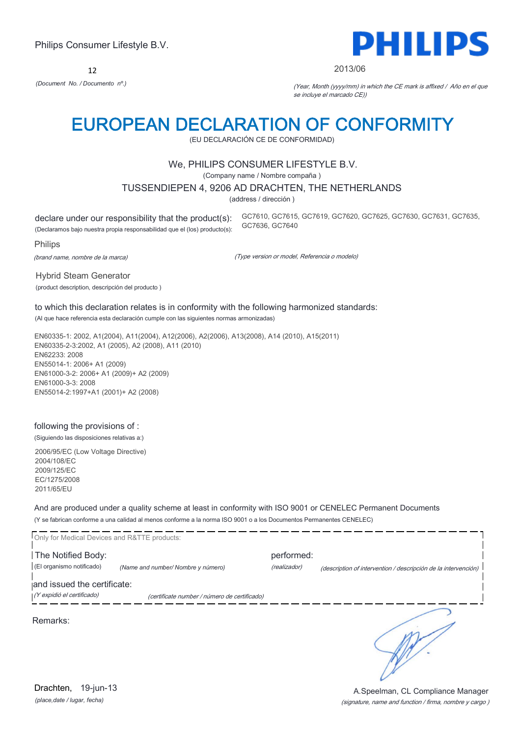Philips Consumer Lifestyle B.V.

**PHILIPS**

12

*(Document No. / Documento nº.)*

2013/06

*(Year, Month (yyyy/mm) in which the CE mark is affixed / Año en el que se incluye el marcado CE))*

# EUROPEAN DECLARATION OF CONFORMITY

(EU DECLARACIÓN CE DE CONFORMIDAD)

We, PHILIPS CONSUMER LIFESTYLE B.V.

(Company name / Nombre compaña )

TUSSENDIEPEN 4, 9206 AD DRACHTEN, THE NETHERLANDS

(address / dirección )

declare under our responsibility that the product(s):
(Declaramos bajo nuestra propia responsabilidad que el (los) producto(s):

GC7610, GC7615, GC7619, GC7620, GC7625, GC7630, GC7631, GC7635, GC7636, GC7640

Philips

*(brand name, nombre de la marca)*

*(Type version or model, Referencia o modelo)*

Hybrid Steam Generator

(product description, descripción del producto )

to which this declaration relates is in conformity with the following harmonized standards:

(Al que hace referencia esta declaración cumple con las siguientes normas armonizadas)

EN60335-1: 2002, A1(2004), A11(2004), A12(2006), A2(2006), A13(2008), A14 (2010), A15(2011)
EN60335-2-3:2002, A1 (2005), A2 (2008), A11 (2010)
EN62233: 2008
EN55014-1: 2006+ A1 (2009)
EN61000-3-2: 2006+ A1 (2009)+ A2 (2009)
EN61000-3-3: 2008
EN55014-2:1997+A1 (2001)+ A2 (2008)

following the provisions of :

(Siguiendo las disposiciones relativas a:)

2006/95/EC (Low Voltage Directive)
2004/108/EC
2009/125/EC
EC/1275/2008
2011/65/EU

And are produced under a quality scheme at least in conformity with ISO 9001 or CENELEC Permanent Documents

(Y se fabrican conforme a una calidad al menos conforme a la norma ISO 9001 o a los Documentos Permanentes CENELEC)

Only for Medical Devices and R&TTE products:

The Notified Body: performed:

(El organismo notificado) *(Name and number/ Nombre y número)* *(realizador)* *(description of intervention / descripción de la intervención)*

and issued the certificate:

*(Y expidió el certificado)* *(certificate number / número de certificado)*

Remarks:

Drachten, 19-jun-13

*(place,date / lugar, fecha)*

A.Speelman, CL Compliance Manager

*(signature, name and function / firma, nombre y cargo )*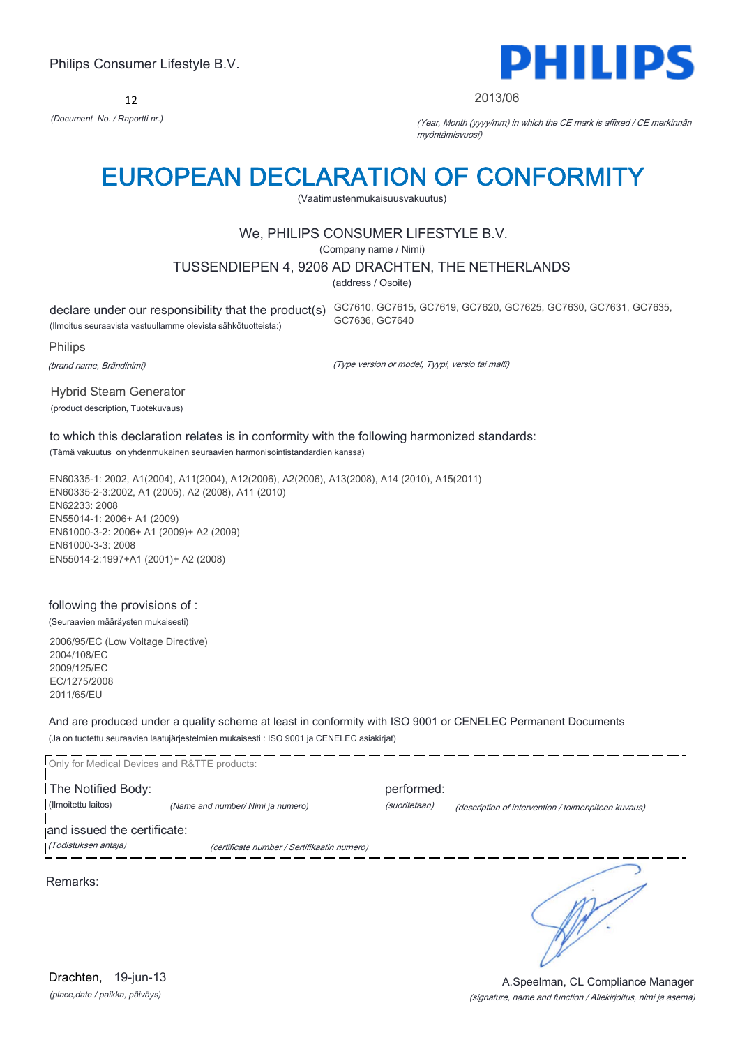Philips Consumer Lifestyle B.V.

PHILIPS

12

*(Document No. / Raportti nr.)*

2013/06

*(Year, Month (yyyy/mm) in which the CE mark is affixed / CE merkinnän myöntämisvuosi)*

# EUROPEAN DECLARATION OF CONFORMITY

(Vaatimustenmukaisuusvakuutus)

We, PHILIPS CONSUMER LIFESTYLE B.V.

(Company name / Nimi)

TUSSENDIEPEN 4, 9206 AD DRACHTEN, THE NETHERLANDS

(address / Osoite)

declare under our responsibility that the product(s) GC7610, GC7615, GC7619, GC7620, GC7625, GC7630, GC7631, GC7635, GC7636, GC7640

(Ilmoitus seuraavista vastuullamme olevista sähkötuotteista:)

Philips

*(brand name, Brändinimi)*

*(Type version or model, Tyypi, versio tai malli)*

Hybrid Steam Generator

(product description, Tuotekuvaus)

to which this declaration relates is in conformity with the following harmonized standards:

(Tämä vakuutus on yhdenmukainen seuraavien harmonisointistandardien kanssa)

EN60335-1: 2002, A1(2004), A11(2004), A12(2006), A2(2006), A13(2008), A14 (2010), A15(2011)
EN60335-2-3:2002, A1 (2005), A2 (2008), A11 (2010)
EN62233: 2008
EN55014-1: 2006+ A1 (2009)
EN61000-3-2: 2006+ A1 (2009)+ A2 (2009)
EN61000-3-3: 2008
EN55014-2:1997+A1 (2001)+ A2 (2008)

following the provisions of :

(Seuraavien määräysten mukaisesti)

2006/95/EC (Low Voltage Directive)
2004/108/EC
2009/125/EC
EC/1275/2008
2011/65/EU

And are produced under a quality scheme at least in conformity with ISO 9001 or CENELEC Permanent Documents

(Ja on tuotettu seuraavien laatujärjestelmien mukaisesti : ISO 9001 ja CENELEC asiakirjat)

Only for Medical Devices and R&TTE products:

The Notified Body: performed:

(Ilmoitettu laitos) *(Name and number/ Nimi ja numero)* *(suoritetaan)* *(description of intervention / toimenpiteen kuvaus)*

and issued the certificate:

*(Todistuksen antaja)* *(certificate number / Sertifikaatin numero)*

Remarks:

Drachten, 19-jun-13

*(place,date / paikka, päiväys)*

A.Speelman, CL Compliance Manager

*(signature, name and function / Allekirjoitus, nimi ja asema)*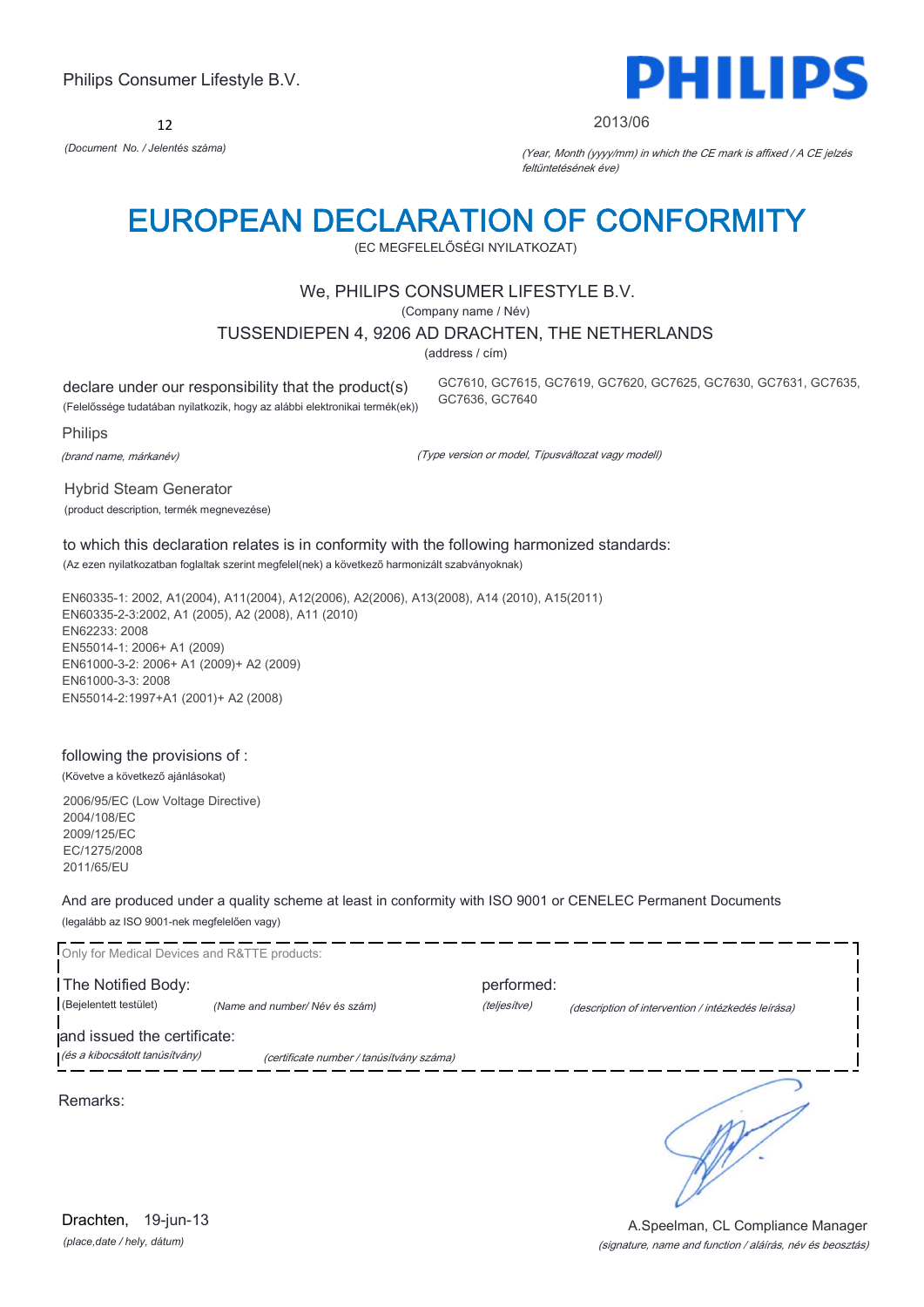Philips Consumer Lifestyle B.V.

12

*(Document No. / Jelentés száma)*

**PHILIPS**

2013/06

*(Year, Month (yyyy/mm) in which the CE mark is affixed / A CE jelzés feltüntetésének éve)*

# EUROPEAN DECLARATION OF CONFORMITY

(EC MEGFELELŐSÉGI NYILATKOZAT)

We, PHILIPS CONSUMER LIFESTYLE B.V.

(Company name / Név)

TUSSENDIEPEN 4, 9206 AD DRACHTEN, THE NETHERLANDS

(address / cím)

declare under our responsibility that the product(s)
(Felelőssége tudatában nyilatkozik, hogy az alábbi elektronikai termék(ek))

GC7610, GC7615, GC7619, GC7620, GC7625, GC7630, GC7631, GC7635, GC7636, GC7640

Philips

*(brand name, márkanév)*

*(Type version or model, Típusváltozat vagy modell)*

Hybrid Steam Generator

(product description, termék megnevezése)

to which this declaration relates is in conformity with the following harmonized standards:
(Az ezen nyilatkozatban foglaltak szerint megfelel(nek) a következő harmonizált szabványoknak)

EN60335-1: 2002, A1(2004), A11(2004), A12(2006), A2(2006), A13(2008), A14 (2010), A15(2011)
EN60335-2-3:2002, A1 (2005), A2 (2008), A11 (2010)
EN62233: 2008
EN55014-1: 2006+ A1 (2009)
EN61000-3-2: 2006+ A1 (2009)+ A2 (2009)
EN61000-3-3: 2008
EN55014-2:1997+A1 (2001)+ A2 (2008)

following the provisions of :
(Követve a következő ajánlásokat)

2006/95/EC (Low Voltage Directive)
2004/108/EC
2009/125/EC
EC/1275/2008
2011/65/EU

And are produced under a quality scheme at least in conformity with ISO 9001 or CENELEC Permanent Documents
(legalább az ISO 9001-nek megfelelően vagy)

Only for Medical Devices and R&TTE products:

The Notified Body: *(Name and number/ Név és szám)* performed: *(teljesítve)* *(description of intervention / intézkedés leírása)*
(Bejelentett testület)

and issued the certificate: *(certificate number / tanúsítvány száma)*
*(és a kibocsátott tanúsítvány)*

Remarks:

Drachten, 19-jun-13
*(place,date / hely, dátum)*

A.Speelman, CL Compliance Manager
*(signature, name and function / aláírás, név és beosztás)*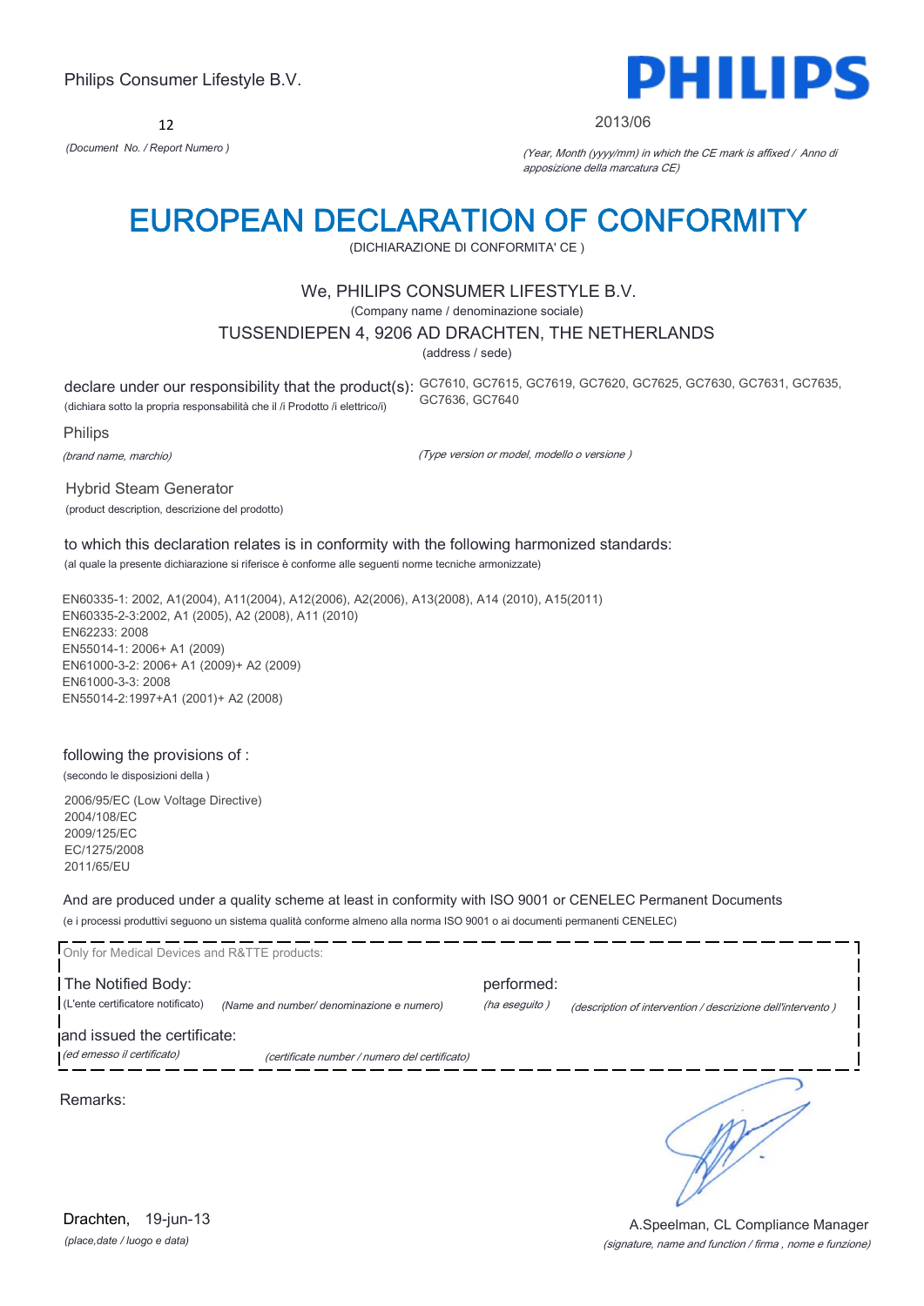Philips Consumer Lifestyle B.V.

**PHILIPS**

12

*(Document No. / Report Numero )*

2013/06

*(Year, Month (yyyy/mm) in which the CE mark is affixed / Anno di apposizione della marcatura CE)*

# EUROPEAN DECLARATION OF CONFORMITY

(DICHIARAZIONE DI CONFORMITA' CE )

We, PHILIPS CONSUMER LIFESTYLE B.V.

(Company name / denominazione sociale)

TUSSENDIEPEN 4, 9206 AD DRACHTEN, THE NETHERLANDS

(address / sede)

declare under our responsibility that the product(s): GC7610, GC7615, GC7619, GC7620, GC7625, GC7630, GC7631, GC7635, GC7636, GC7640

(dichiara sotto la propria responsabilità che il /i Prodotto /i elettrico/i)

Philips

*(brand name, marchio)*

*(Type version or model, modello o versione )*

Hybrid Steam Generator

(product description, descrizione del prodotto)

to which this declaration relates is in conformity with the following harmonized standards:

(al quale la presente dichiarazione si riferisce è conforme alle seguenti norme tecniche armonizzate)

EN60335-1: 2002, A1(2004), A11(2004), A12(2006), A2(2006), A13(2008), A14 (2010), A15(2011)
EN60335-2-3:2002, A1 (2005), A2 (2008), A11 (2010)
EN62233: 2008
EN55014-1: 2006+ A1 (2009)
EN61000-3-2: 2006+ A1 (2009)+ A2 (2009)
EN61000-3-3: 2008
EN55014-2:1997+A1 (2001)+ A2 (2008)

following the provisions of :

(secondo le disposizioni della )

2006/95/EC (Low Voltage Directive)
2004/108/EC
2009/125/EC
EC/1275/2008
2011/65/EU

And are produced under a quality scheme at least in conformity with ISO 9001 or CENELEC Permanent Documents

(e i processi produttivi seguono un sistema qualità conforme almeno alla norma ISO 9001 o ai documenti permanenti CENELEC)

Only for Medical Devices and R&TTE products:

The Notified Body: *(Name and number/ denominazione e numero)* performed: *(description of intervention / descrizione dell'intervento )*

(L'ente certificatore notificato) *(ha eseguito )*

and issued the certificate: *(certificate number / numero del certificato)*

*(ed emesso il certificato)*

Remarks:

Drachten, 19-jun-13

*(place,date / luogo e data)*

A.Speelman, CL Compliance Manager

*(signature, name and function / firma , nome e funzione)*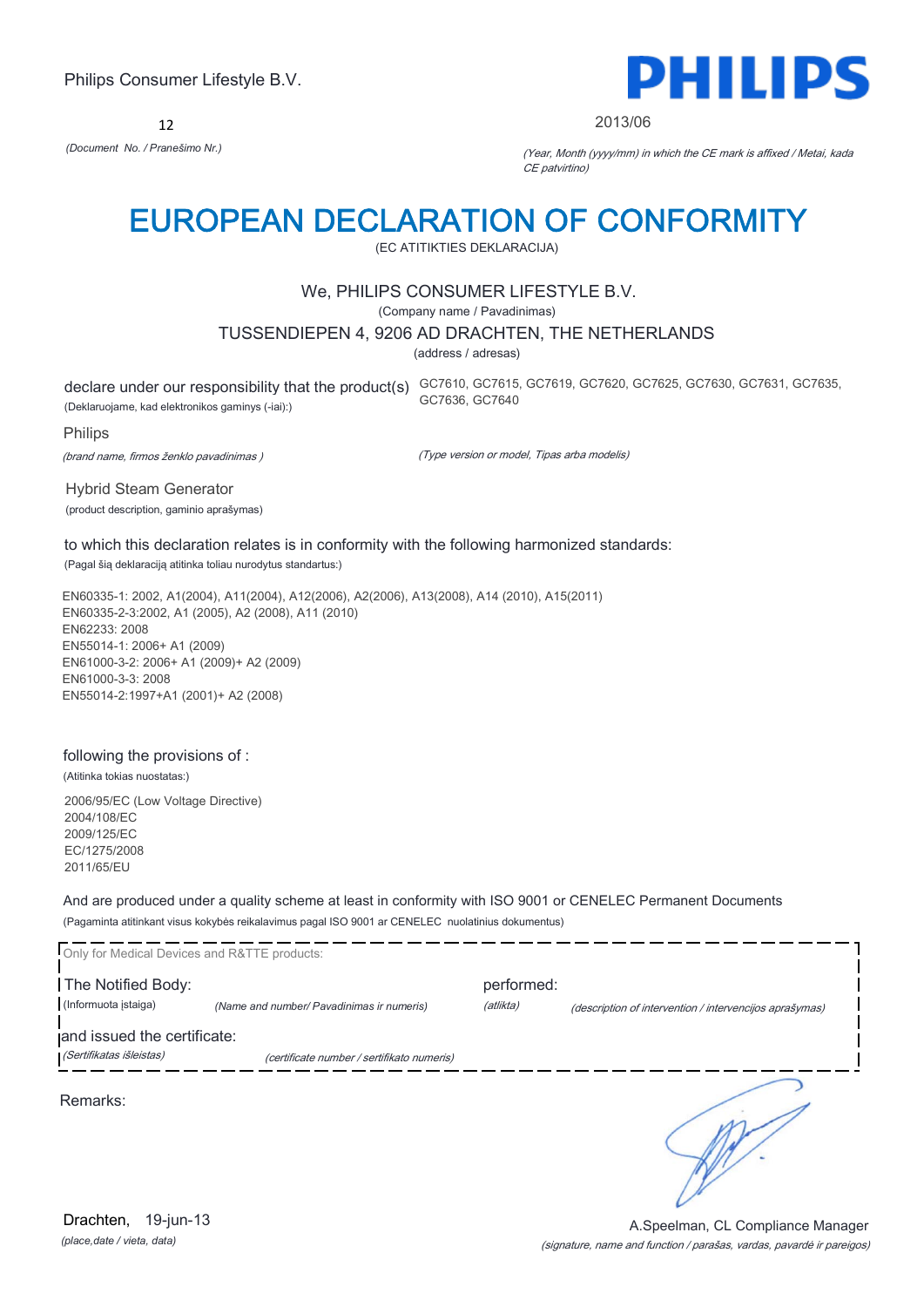Philips Consumer Lifestyle B.V.

12

*(Document No. / Pranešimo Nr.)*

2013/06

*(Year, Month (yyyy/mm) in which the CE mark is affixed / Metai, kada CE patvirtino)*

# EUROPEAN DECLARATION OF CONFORMITY

(EC ATITIKTIES DEKLARACIJA)

We, PHILIPS CONSUMER LIFESTYLE B.V.

(Company name / Pavadinimas)

TUSSENDIEPEN 4, 9206 AD DRACHTEN, THE NETHERLANDS

(address / adresas)

declare under our responsibility that the product(s) GC7610, GC7615, GC7619, GC7620, GC7625, GC7630, GC7631, GC7635, GC7636, GC7640

(Deklaruojame, kad elektronikos gaminys (-iai):)

Philips

*(brand name, firmos ženklo pavadinimas )*

*(Type version or model, Tipas arba modelis)*

Hybrid Steam Generator

(product description, gaminio aprašymas)

to which this declaration relates is in conformity with the following harmonized standards:

(Pagal šią deklaraciją atitinka toliau nurodytus standartus:)

EN60335-1: 2002, A1(2004), A11(2004), A12(2006), A2(2006), A13(2008), A14 (2010), A15(2011)
EN60335-2-3:2002, A1 (2005), A2 (2008), A11 (2010)
EN62233: 2008
EN55014-1: 2006+ A1 (2009)
EN61000-3-2: 2006+ A1 (2009)+ A2 (2009)
EN61000-3-3: 2008
EN55014-2:1997+A1 (2001)+ A2 (2008)

following the provisions of :

(Atitinka tokias nuostatas:)

2006/95/EC (Low Voltage Directive)
2004/108/EC
2009/125/EC
EC/1275/2008
2011/65/EU

And are produced under a quality scheme at least in conformity with ISO 9001 or CENELEC Permanent Documents

(Pagaminta atitinkant visus kokybės reikalavimus pagal ISO 9001 ar CENELEC nuolatinius dokumentus)

Only for Medical Devices and R&TTE products:

The Notified Body: *(Name and number/ Pavadinimas ir numeris)* performed: *(description of intervention / intervencijos aprašymas)*

(Informuota įstaiga) *(atlikta)*

and issued the certificate: *(certificate number / sertifikato numeris)*

*(Sertifikatas išleistas)*

Remarks:

Drachten, 19-jun-13

*(place,date / vieta, data)*

A.Speelman, CL Compliance Manager

*(signature, name and function / parašas, vardas, pavardė ir pareigos)*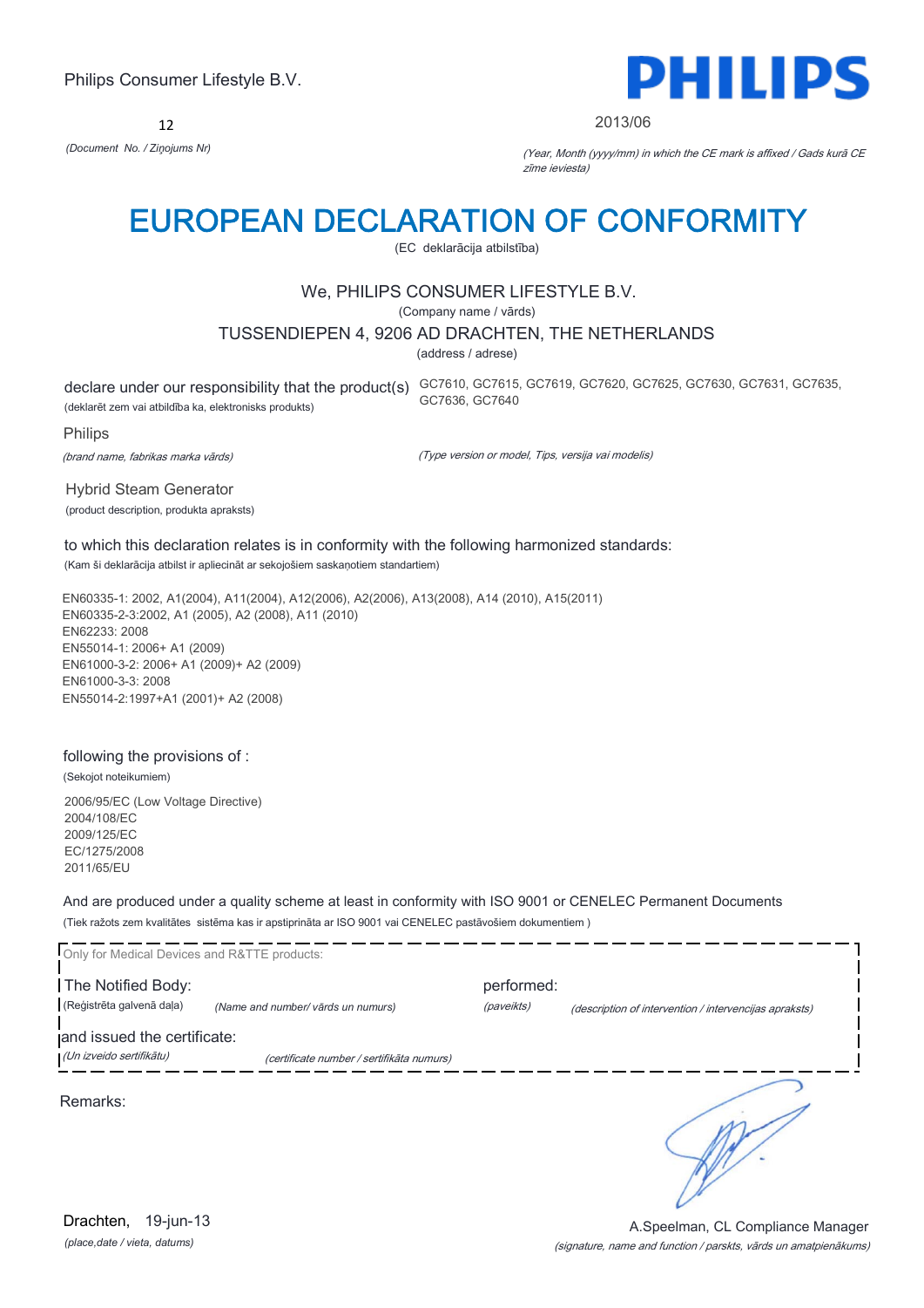Philips Consumer Lifestyle B.V.

**PHILIPS**

12

*(Document No. / Ziņojums Nr)*

2013/06

*(Year, Month (yyyy/mm) in which the CE mark is affixed / Gads kurā CE zīme ieviesta)*

# EUROPEAN DECLARATION OF CONFORMITY

(EC deklarācija atbilstība)

We, PHILIPS CONSUMER LIFESTYLE B.V.

(Company name / vārds)

TUSSENDIEPEN 4, 9206 AD DRACHTEN, THE NETHERLANDS

(address / adrese)

declare under our responsibility that the product(s) GC7610, GC7615, GC7619, GC7620, GC7625, GC7630, GC7631, GC7635, GC7636, GC7640

(deklarēt zem vai atbildība ka, elektronisks produkts)

Philips

*(brand name, fabrikas marka vārds)*

*(Type version or model, Tips, versija vai modelis)*

Hybrid Steam Generator

(product description, produkta apraksts)

to which this declaration relates is in conformity with the following harmonized standards:

(Kam šī deklarācija atbilst ir apliecināt ar sekojošiem saskaņotiem standartiem)

EN60335-1: 2002, A1(2004), A11(2004), A12(2006), A2(2006), A13(2008), A14 (2010), A15(2011)
EN60335-2-3:2002, A1 (2005), A2 (2008), A11 (2010)
EN62233: 2008
EN55014-1: 2006+ A1 (2009)
EN61000-3-2: 2006+ A1 (2009)+ A2 (2009)
EN61000-3-3: 2008
EN55014-2:1997+A1 (2001)+ A2 (2008)

following the provisions of :

(Sekojot noteikumiem)

2006/95/EC (Low Voltage Directive)
2004/108/EC
2009/125/EC
EC/1275/2008
2011/65/EU

And are produced under a quality scheme at least in conformity with ISO 9001 or CENELEC Permanent Documents

(Tiek ražots zem kvalitātes sistēma kas ir apstiprināta ar ISO 9001 vai CENELEC pastāvošiem dokumentiem )

Only for Medical Devices and R&TTE products:

The Notified Body: (Reģistrēta galvenā daļa) *(Name and number/ vārds un numurs)*

performed: *(paveikts)* *(description of intervention / intervencijas apraksts)*

and issued the certificate: *(Un izveido sertifikātu)* *(certificate number / sertifikāta numurs)*

Remarks:

Drachten, 19-jun-13

*(place,date / vieta, datums)*

A.Speelman, CL Compliance Manager

*(signature, name and function / parskts, vārds un amatpienākums)*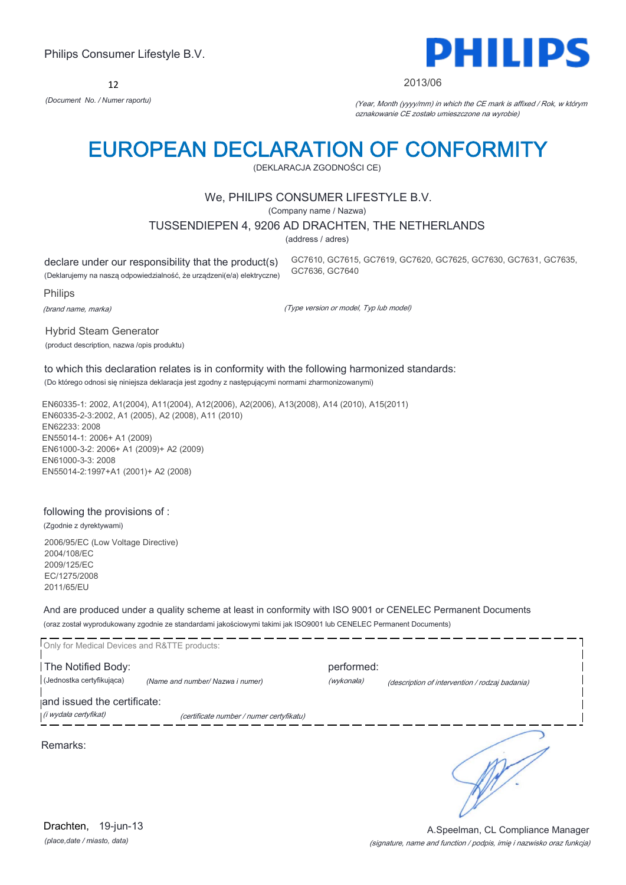Philips Consumer Lifestyle B.V.

**PHILIPS**

12

*(Document No. / Numer raportu)*

2013/06

*(Year, Month (yyyy/mm) in which the CE mark is affixed / Rok, w którym oznakowanie CE zostało umieszczone na wyrobie)*

# EUROPEAN DECLARATION OF CONFORMITY

(DEKLARACJA ZGODNOŚCI CE)

We, PHILIPS CONSUMER LIFESTYLE B.V.

(Company name / Nazwa)

TUSSENDIEPEN 4, 9206 AD DRACHTEN, THE NETHERLANDS

(address / adres)

declare under our responsibility that the product(s)

(Deklarujemy na naszą odpowiedzialność, że urządzeni(e/a) elektryczne)

GC7610, GC7615, GC7619, GC7620, GC7625, GC7630, GC7631, GC7635, GC7636, GC7640

Philips

*(brand name, marka)*

*(Type version or model, Typ lub model)*

Hybrid Steam Generator

(product description, nazwa /opis produktu)

to which this declaration relates is in conformity with the following harmonized standards:

(Do którego odnosi się niniejsza deklaracja jest zgodny z następującymi normami zharmonizowanymi)

EN60335-1: 2002, A1(2004), A11(2004), A12(2006), A2(2006), A13(2008), A14 (2010), A15(2011)
EN60335-2-3:2002, A1 (2005), A2 (2008), A11 (2010)
EN62233: 2008
EN55014-1: 2006+ A1 (2009)
EN61000-3-2: 2006+ A1 (2009)+ A2 (2009)
EN61000-3-3: 2008
EN55014-2:1997+A1 (2001)+ A2 (2008)

following the provisions of :

(Zgodnie z dyrektywami)

2006/95/EC (Low Voltage Directive)
2004/108/EC
2009/125/EC
EC/1275/2008
2011/65/EU

And are produced under a quality scheme at least in conformity with ISO 9001 or CENELEC Permanent Documents

(oraz został wyprodukowany zgodnie ze standardami jakościowymi takimi jak ISO9001 lub CENELEC Permanent Documents)

Only for Medical Devices and R&TTE products:

The Notified Body: (Jednostka certyfikująca) *(Name and number/ Nazwa i numer)*

performed: *(wykonała)* *(description of intervention / rodzaj badania)*

and issued the certificate: *(i wydała certyfikat)* *(certificate number / numer certyfikatu)*

Remarks:

Drachten, 19-jun-13

*(place,date / miasto, data)*

A.Speelman, CL Compliance Manager

*(signature, name and function / podpis, imię i nazwisko oraz funkcja)*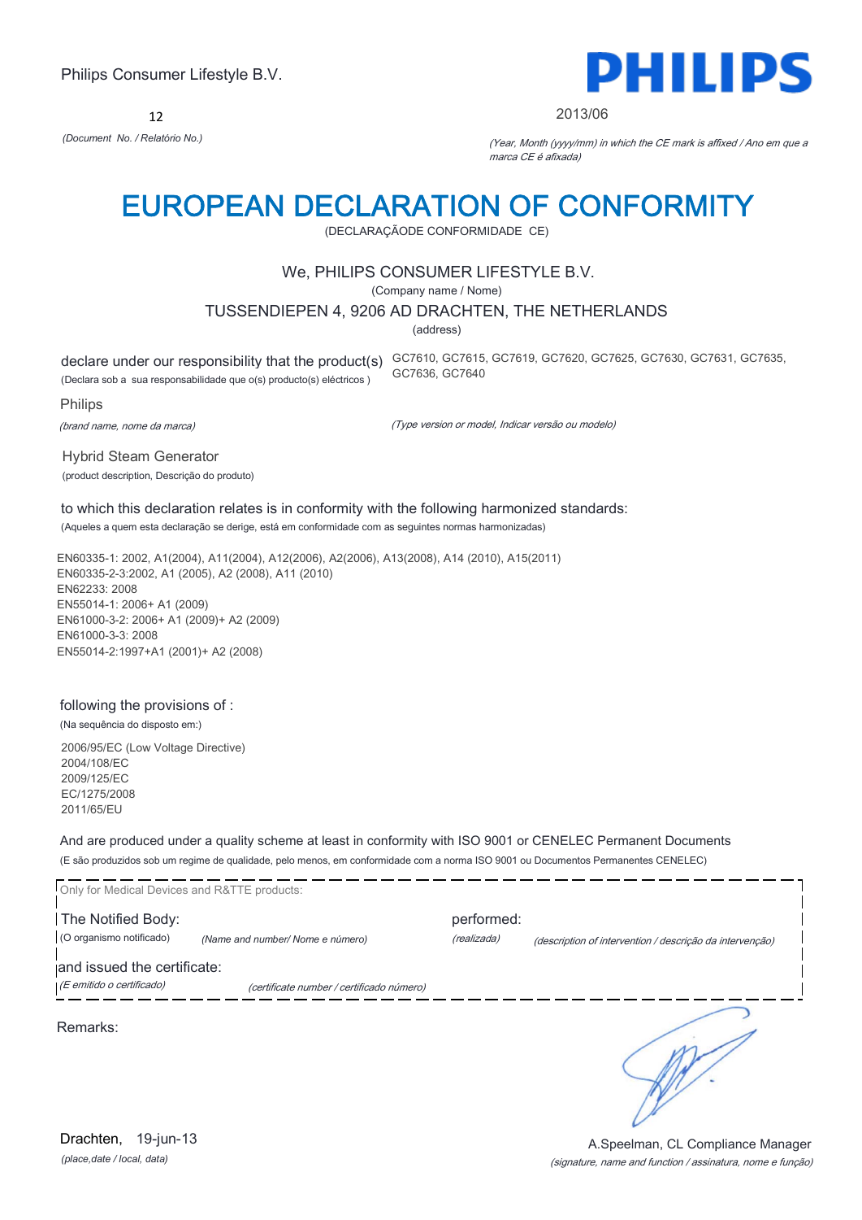Philips Consumer Lifestyle B.V.

12

*(Document No. / Relatório No.)*

**PHILIPS**

2013/06

*(Year, Month (yyyy/mm) in which the CE mark is affixed / Ano em que a marca CE é afixada)*

# EUROPEAN DECLARATION OF CONFORMITY

(DECLARAÇÃODE CONFORMIDADE CE)

We, PHILIPS CONSUMER LIFESTYLE B.V.

(Company name / Nome)

TUSSENDIEPEN 4, 9206 AD DRACHTEN, THE NETHERLANDS

(address)

declare under our responsibility that the product(s) GC7610, GC7615, GC7619, GC7620, GC7625, GC7630, GC7631, GC7635, GC7636, GC7640

(Declara sob a sua responsabilidade que o(s) producto(s) eléctricos )

Philips

*(brand name, nome da marca)* *(Type version or model, Indicar versão ou modelo)*

Hybrid Steam Generator

(product description, Descrição do produto)

to which this declaration relates is in conformity with the following harmonized standards:

(Aqueles a quem esta declaração se derige, está em conformidade com as seguintes normas harmonizadas)

EN60335-1: 2002, A1(2004), A11(2004), A12(2006), A2(2006), A13(2008), A14 (2010), A15(2011)
EN60335-2-3:2002, A1 (2005), A2 (2008), A11 (2010)
EN62233: 2008
EN55014-1: 2006+ A1 (2009)
EN61000-3-2: 2006+ A1 (2009)+ A2 (2009)
EN61000-3-3: 2008
EN55014-2:1997+A1 (2001)+ A2 (2008)

following the provisions of :

(Na sequência do disposto em:)

2006/95/EC (Low Voltage Directive)
2004/108/EC
2009/125/EC
EC/1275/2008
2011/65/EU

And are produced under a quality scheme at least in conformity with ISO 9001 or CENELEC Permanent Documents

(E são produzidos sob um regime de qualidade, pelo menos, em conformidade com a norma ISO 9001 ou Documentos Permanentes CENELEC)

Only for Medical Devices and R&TTE products:

The Notified Body: performed:

(O organismo notificado) *(Name and number/ Nome e número)* *(realizada)* *(description of intervention / descrição da intervenção)*

and issued the certificate:

*(E emitido o certificado)* *(certificate number / certificado número)*

Remarks:

Drachten, 19-jun-13

*(place,date / local, data)*

A.Speelman, CL Compliance Manager

*(signature, name and function / assinatura, nome e função)*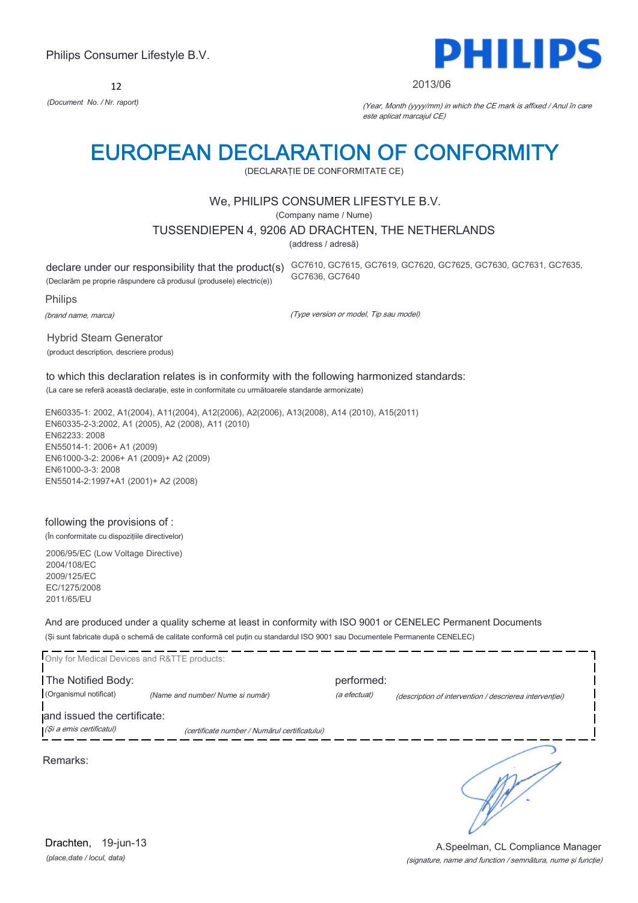Philips Consumer Lifestyle B.V.

12

*(Document No. / Nr. raport)*

PHILIPS

2013/06

*(Year, Month (yyyy/mm) in which the CE mark is affixed / Anul în care este aplicat marcajul CE)*

# EUROPEAN DECLARATION OF CONFORMITY

(DECLARAȚIE DE CONFORMITATE CE)

We, PHILIPS CONSUMER LIFESTYLE B.V.

(Company name / Nume)

TUSSENDIEPEN 4, 9206 AD DRACHTEN, THE NETHERLANDS

(address / adresă)

declare under our responsibility that the product(s)
(Declarăm pe proprie răspundere că produsul (produsele) electric(e))

GC7610, GC7615, GC7619, GC7620, GC7625, GC7630, GC7631, GC7635, GC7636, GC7640

Philips

*(brand name, marca)*

*(Type version or model, Tip sau model)*

Hybrid Steam Generator

(product description, descriere produs)

to which this declaration relates is in conformity with the following harmonized standards:

(La care se referă această declarație, este in conformitate cu următoarele standarde armonizate)

EN60335-1: 2002, A1(2004), A11(2004), A12(2006), A2(2006), A13(2008), A14 (2010), A15(2011)
EN60335-2-3:2002, A1 (2005), A2 (2008), A11 (2010)
EN62233: 2008
EN55014-1: 2006+ A1 (2009)
EN61000-3-2: 2006+ A1 (2009)+ A2 (2009)
EN61000-3-3: 2008
EN55014-2:1997+A1 (2001)+ A2 (2008)

following the provisions of :

(În conformitate cu dispozițiile directivelor)

2006/95/EC (Low Voltage Directive)
2004/108/EC
2009/125/EC
EC/1275/2008
2011/65/EU

And are produced under a quality scheme at least in conformity with ISO 9001 or CENELEC Permanent Documents

(Și sunt fabricate după o schemă de calitate conformă cel puțin cu standardul ISO 9001 sau Documentele Permanente CENELEC)

Only for Medical Devices and R&TTE products:

The Notified Body:
(Organismul notificat) *(Name and number/ Nume si număr)*

performed:
*(a efectuat)* *(description of intervention / descrierea intervenției)*

and issued the certificate:
*(Și a emis certificatul)* *(certificate number / Numărul certificatului)*

Remarks:

Drachten, 19-jun-13

*(place,date / locul, data)*

A.Speelman, CL Compliance Manager

*(signature, name and function / semnătura, nume și funcție)*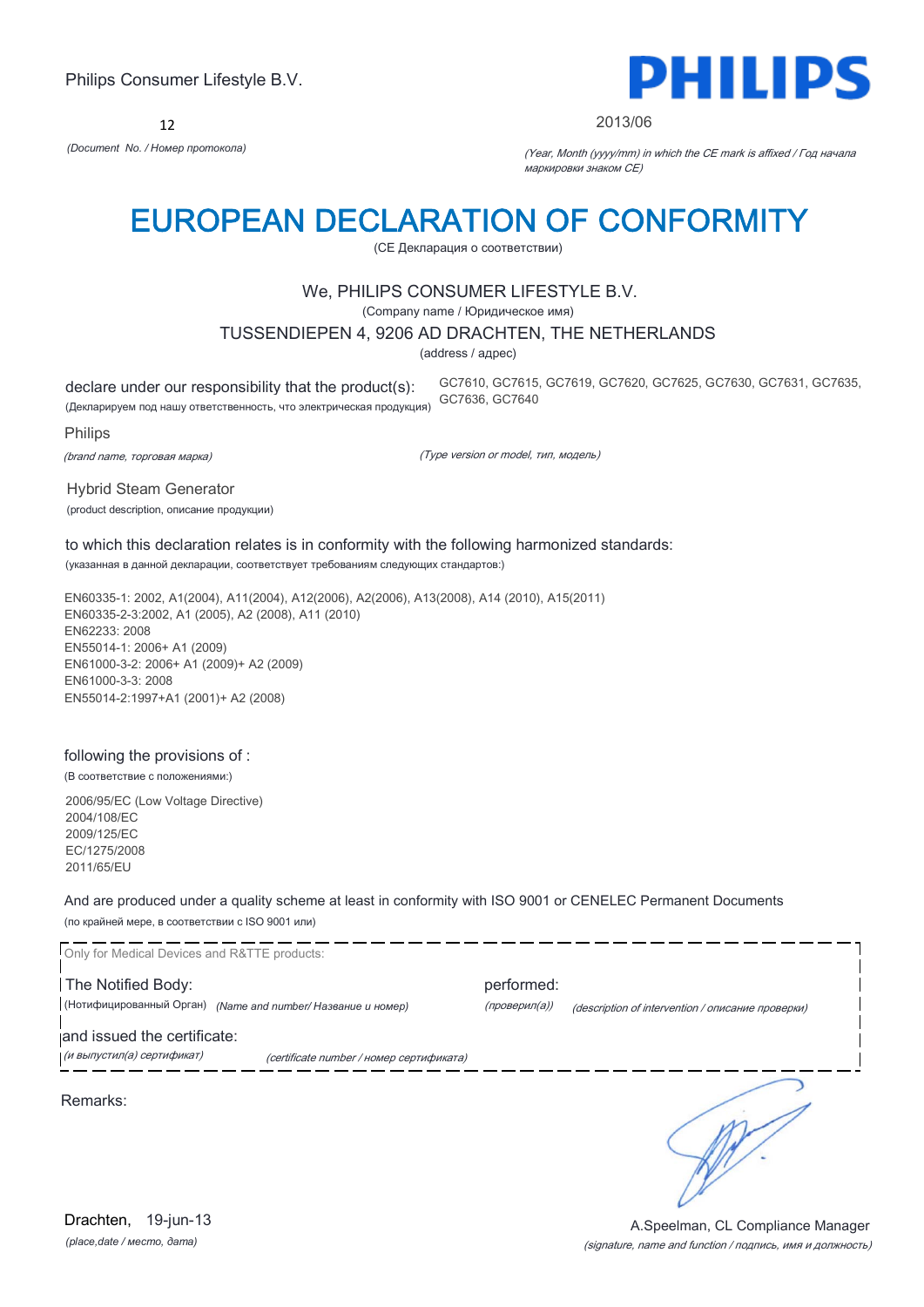Philips Consumer Lifestyle B.V.

12

*(Document No. / Номер протокола)*

**PHILIPS**

2013/06

*(Year, Month (yyyy/mm) in which the CE mark is affixed / Год начала маркировки знаком CE)*

# EUROPEAN DECLARATION OF CONFORMITY

(CE Декларация о соответствии)

We, PHILIPS CONSUMER LIFESTYLE B.V.

(Company name / Юридическое имя)

TUSSENDIEPEN 4, 9206 AD DRACHTEN, THE NETHERLANDS

(address / адрес)

declare under our responsibility that the product(s):
(Декларируем под нашу ответственность, что электрическая продукция)

GC7610, GC7615, GC7619, GC7620, GC7625, GC7630, GC7631, GC7635, GC7636, GC7640

Philips

*(brand name, торговая марка)*

*(Type version or model, тип, модель)*

Hybrid Steam Generator

(product description, описание продукции)

to which this declaration relates is in conformity with the following harmonized standards:
(указанная в данной декларации, соответствует требованиям следующих стандартов:)

EN60335-1: 2002, A1(2004), A11(2004), A12(2006), A2(2006), A13(2008), A14 (2010), A15(2011)
EN60335-2-3:2002, A1 (2005), A2 (2008), A11 (2010)
EN62233: 2008
EN55014-1: 2006+ A1 (2009)
EN61000-3-2: 2006+ A1 (2009)+ A2 (2009)
EN61000-3-3: 2008
EN55014-2:1997+A1 (2001)+ A2 (2008)

following the provisions of :
(В соответствие с положениями:)

2006/95/EC (Low Voltage Directive)
2004/108/EC
2009/125/EC
EC/1275/2008
2011/65/EU

And are produced under a quality scheme at least in conformity with ISO 9001 or CENELEC Permanent Documents
(по крайней мере, в соответствии с ISO 9001 или)

Only for Medical Devices and R&TTE products:

The Notified Body: (Нотифицированный Орган) *(Name and number/ Название и номер)*

performed: *(проверил(а))* *(description of intervention / описание проверки)*

and issued the certificate: *(и выпустил(а) сертификат)* *(certificate number / номер сертификата)*

Remarks:

Drachten, 19-jun-13
*(place,date / место, дата)*

A.Speelman, CL Compliance Manager
*(signature, name and function / подпись, имя и должность)*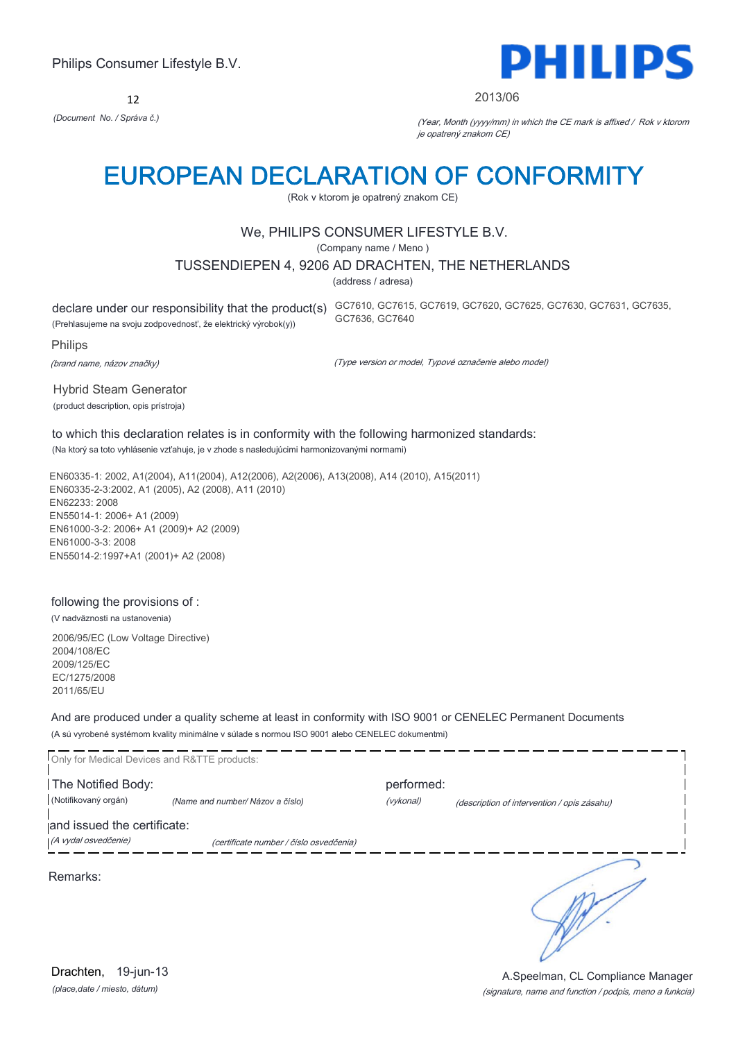Philips Consumer Lifestyle B.V.

**PHILIPS**

12

*(Document No. / Správa č.)*

2013/06

*(Year, Month (yyyy/mm) in which the CE mark is affixed / Rok v ktorom je opatrený znakom CE)*

# EUROPEAN DECLARATION OF CONFORMITY

(Rok v ktorom je opatrený znakom CE)

We, PHILIPS CONSUMER LIFESTYLE B.V.

(Company name / Meno )

TUSSENDIEPEN 4, 9206 AD DRACHTEN, THE NETHERLANDS

(address / adresa)

declare under our responsibility that the product(s) GC7610, GC7615, GC7619, GC7620, GC7625, GC7630, GC7631, GC7635, GC7636, GC7640

(Prehlasujeme na svoju zodpovednosť, že elektrický výrobok(y))

Philips

*(brand name, názov značky)*

*(Type version or model, Typové označenie alebo model)*

Hybrid Steam Generator

(product description, opis prístroja)

to which this declaration relates is in conformity with the following harmonized standards:

(Na ktorý sa toto vyhlásenie vzťahuje, je v zhode s nasledujúcimi harmonizovanými normami)

EN60335-1: 2002, A1(2004), A11(2004), A12(2006), A2(2006), A13(2008), A14 (2010), A15(2011)
EN60335-2-3:2002, A1 (2005), A2 (2008), A11 (2010)
EN62233: 2008
EN55014-1: 2006+ A1 (2009)
EN61000-3-2: 2006+ A1 (2009)+ A2 (2009)
EN61000-3-3: 2008
EN55014-2:1997+A1 (2001)+ A2 (2008)

following the provisions of :

(V nadväznosti na ustanovenia)

2006/95/EC (Low Voltage Directive)
2004/108/EC
2009/125/EC
EC/1275/2008
2011/65/EU

And are produced under a quality scheme at least in conformity with ISO 9001 or CENELEC Permanent Documents

(A sú vyrobené systémom kvality minimálne v súlade s normou ISO 9001 alebo CENELEC dokumentmi)

Only for Medical Devices and R&TTE products:

The Notified Body: performed:

(Notifikovaný orgán) *(Name and number/ Názov a číslo)* *(vykonal)* *(description of intervention / opis zásahu)*

and issued the certificate:

*(A vydal osvedčenie)* *(certificate number / číslo osvedčenia)*

Remarks:

Drachten, 19-jun-13

*(place,date / miesto, dátum)*

A.Speelman, CL Compliance Manager

*(signature, name and function / podpis, meno a funkcia)*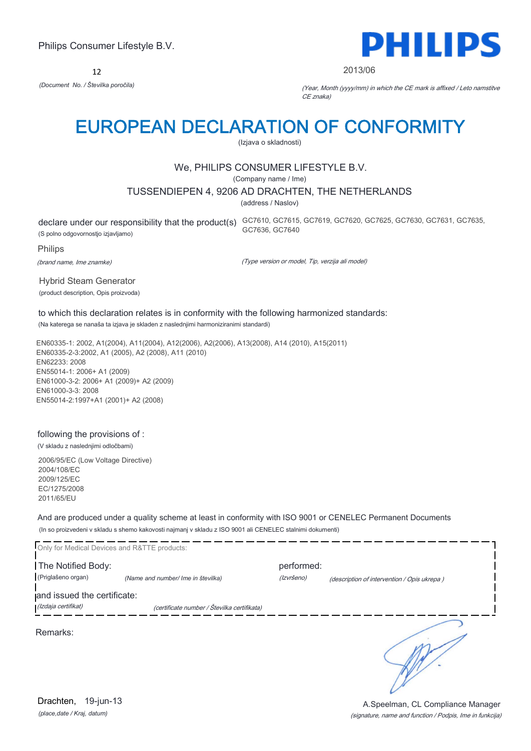Philips Consumer Lifestyle B.V.

**PHILIPS**

12

*(Document No. / Številka poročila)*

2013/06

*(Year, Month (yyyy/mm) in which the CE mark is affixed / Leto namstitve CE znaka)*

# EUROPEAN DECLARATION OF CONFORMITY

(Izjava o skladnosti)

We, PHILIPS CONSUMER LIFESTYLE B.V.

(Company name / Ime)

TUSSENDIEPEN 4, 9206 AD DRACHTEN, THE NETHERLANDS

(address / Naslov)

declare under our responsibility that the product(s) GC7610, GC7615, GC7619, GC7620, GC7625, GC7630, GC7631, GC7635, GC7636, GC7640

(S polno odgovornostjo izjavljamo)

*(Type version or model, Tip, verzija ali model)*

Philips

*(brand name, Ime znamke)*

Hybrid Steam Generator

(product description, Opis proizvoda)

to which this declaration relates is in conformity with the following harmonized standards:

(Na katerega se nanaša ta izjava je skladen z naslednjimi harmoniziranimi standardi)

EN60335-1: 2002, A1(2004), A11(2004), A12(2006), A2(2006), A13(2008), A14 (2010), A15(2011)
EN60335-2-3:2002, A1 (2005), A2 (2008), A11 (2010)
EN62233: 2008
EN55014-1: 2006+ A1 (2009)
EN61000-3-2: 2006+ A1 (2009)+ A2 (2009)
EN61000-3-3: 2008
EN55014-2:1997+A1 (2001)+ A2 (2008)

following the provisions of :

(V skladu z naslednjimi odločbami)

2006/95/EC (Low Voltage Directive)
2004/108/EC
2009/125/EC
EC/1275/2008
2011/65/EU

And are produced under a quality scheme at least in conformity with ISO 9001 or CENELEC Permanent Documents

(In so proizvedeni v skladu s shemo kakovosti najmanj v skladu z ISO 9001 ali CENELEC stalnimi dokumenti)

Only for Medical Devices and R&TTE products:

The Notified Body: (Priglašeno organ) *(Name and number/ Ime in številka)*

performed: *(Izvršeno)* *(description of intervention / Opis ukrepa )*

and issued the certificate: *(Izdaja certifikat)* *(certificate number / Številka certifikata)*

Remarks:

Drachten, 19-jun-13

*(place,date / Kraj, datum)*

A.Speelman, CL Compliance Manager

*(signature, name and function / Podpis, Ime in funkcija)*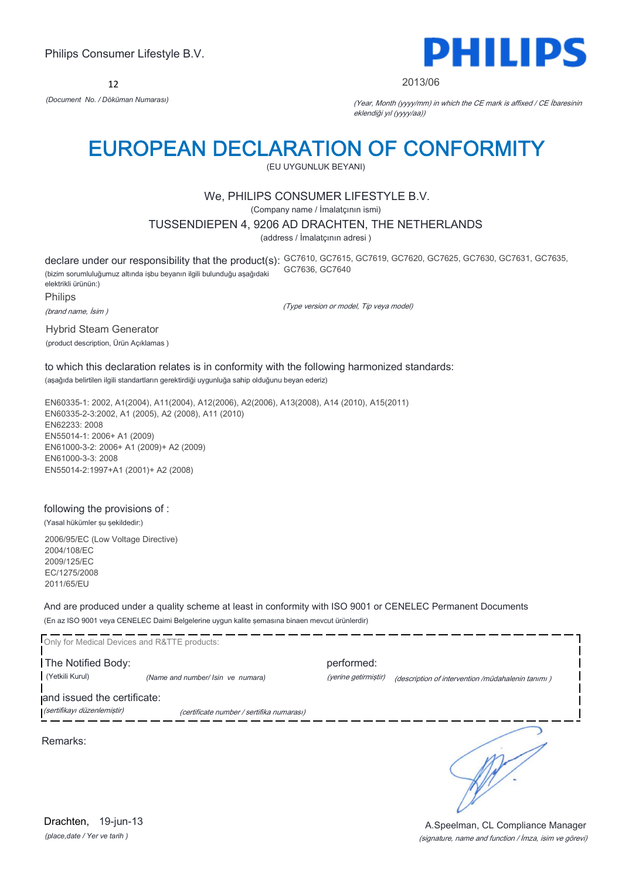Philips Consumer Lifestyle B.V.

**PHILIPS**

12

*(Document No. / Döküman Numarası)*

2013/06

*(Year, Month (yyyy/mm) in which the CE mark is affixed / CE İbaresinin eklendiği yıl (yyyy/aa))*

# EUROPEAN DECLARATION OF CONFORMITY

(EU UYGUNLUK BEYANI)

We, PHILIPS CONSUMER LIFESTYLE B.V.

(Company name / İmalatçının ismi)

TUSSENDIEPEN 4, 9206 AD DRACHTEN, THE NETHERLANDS

(address / İmalatçının adresi )

declare under our responsibility that the product(s): GC7610, GC7615, GC7619, GC7620, GC7625, GC7630, GC7631, GC7635, GC7636, GC7640

(bizim sorumluluğumuz altında işbu beyanın ilgili bulunduğu aşağıdaki elektrikli ürünün:)

*(Type version or model, Tip veya model)*

Philips

*(brand name, İsim )*

Hybrid Steam Generator

(product description, Ürün Açıklamas )

to which this declaration relates is in conformity with the following harmonized standards:

(aşağıda belirtilen ilgili standartların gerektirdiği uygunluğa sahip olduğunu beyan ederiz)

EN60335-1: 2002, A1(2004), A11(2004), A12(2006), A2(2006), A13(2008), A14 (2010), A15(2011)
EN60335-2-3:2002, A1 (2005), A2 (2008), A11 (2010)
EN62233: 2008
EN55014-1: 2006+ A1 (2009)
EN61000-3-2: 2006+ A1 (2009)+ A2 (2009)
EN61000-3-3: 2008
EN55014-2:1997+A1 (2001)+ A2 (2008)

following the provisions of :

(Yasal hükümler şu şekildedir:)

2006/95/EC (Low Voltage Directive)
2004/108/EC
2009/125/EC
EC/1275/2008
2011/65/EU

And are produced under a quality scheme at least in conformity with ISO 9001 or CENELEC Permanent Documents

(En az ISO 9001 veya CENELEC Daimi Belgelerine uygun kalite şemasına binaen mevcut ürünlerdir)

Only for Medical Devices and R&TTE products:

The Notified Body: *(Name and number/ Isin ve numara)* performed: *(description of intervention /müdahalenin tanımı )*

(Yetkili Kurul) (yerine getirmiştir)

and issued the certificate: *(certificate number / sertifika numarası)*

*(sertifikayı düzenlemiştir)*

Remarks:

Drachten, 19-jun-13

*(place,date / Yer ve tarih )*

A.Speelman, CL Compliance Manager

*(signature, name and function / İmza, isim ve görevi)*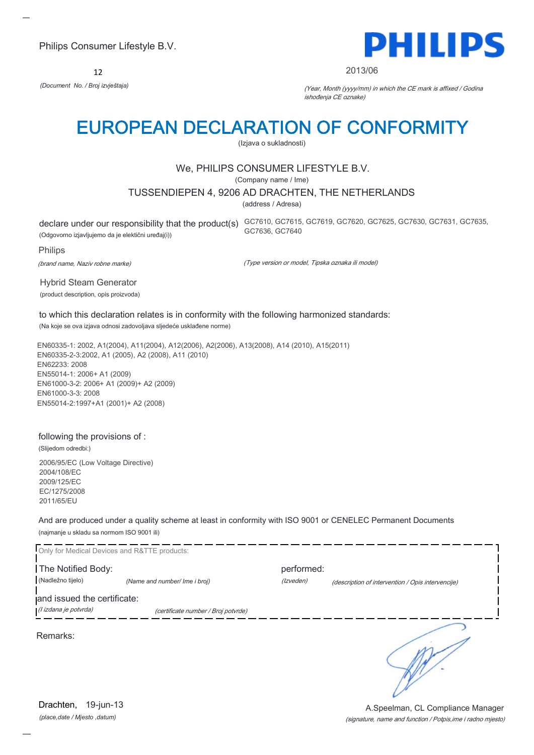Philips Consumer Lifestyle B.V.

12

*(Document No. / Broj izvještaja)*

**PHILIPS**

2013/06

*(Year, Month (yyyy/mm) in which the CE mark is affixed / Godina ishođenja CE oznake)*

# EUROPEAN DECLARATION OF CONFORMITY

(Izjava o sukladnosti)

We, PHILIPS CONSUMER LIFESTYLE B.V.

(Company name / Ime)

TUSSENDIEPEN 4, 9206 AD DRACHTEN, THE NETHERLANDS

(address / Adresa)

declare under our responsibility that the product(s) GC7610, GC7615, GC7619, GC7620, GC7625, GC7630, GC7631, GC7635, GC7636, GC7640

(Odgovorno izjavljujemo da je elektični uređaj(i))

Philips

*(brand name, Naziv robne marke)*

*(Type version or model, Tipska oznaka ili model)*

Hybrid Steam Generator

(product description, opis proizvoda)

to which this declaration relates is in conformity with the following harmonized standards:

(Na koje se ova izjava odnosi zadovoljava sljedeće usklađene norme)

EN60335-1: 2002, A1(2004), A11(2004), A12(2006), A2(2006), A13(2008), A14 (2010), A15(2011)
EN60335-2-3:2002, A1 (2005), A2 (2008), A11 (2010)
EN62233: 2008
EN55014-1: 2006+ A1 (2009)
EN61000-3-2: 2006+ A1 (2009)+ A2 (2009)
EN61000-3-3: 2008
EN55014-2:1997+A1 (2001)+ A2 (2008)

following the provisions of :

(Slijedom odredbi:)

2006/95/EC (Low Voltage Directive)
2004/108/EC
2009/125/EC
EC/1275/2008
2011/65/EU

And are produced under a quality scheme at least in conformity with ISO 9001 or CENELEC Permanent Documents

(najmanje u skladu sa normom ISO 9001 ili)

Only for Medical Devices and R&TTE products:

The Notified Body: performed:

(Nadležno tijelo) *(Name and number/ Ime i broj)* *(Izveden)* *(description of intervention / Opis intervencije)*

and issued the certificate:

*(I izdana je potvrda)* *(certificate number / Broj potvrde)*

Remarks:

Drachten, 19-jun-13

*(place,date / Mjesto ,datum)*

A.Speelman, CL Compliance Manager

*(signature, name and function / Potpis,ime i radno mjesto)*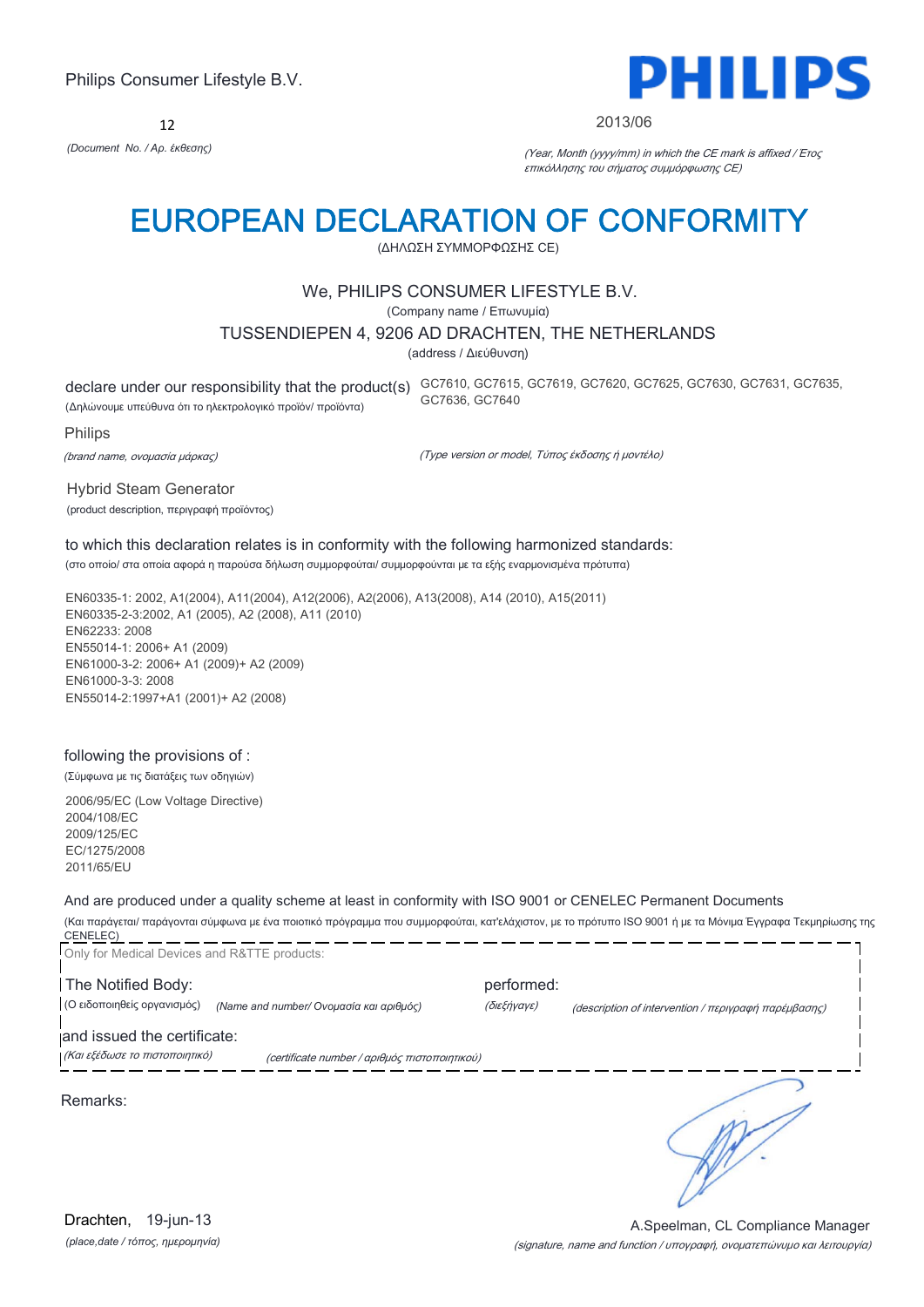Philips Consumer Lifestyle B.V.

**PHILIPS**

12

*(Document No. / Αρ. έκθεσης)*

2013/06

*(Year, Month (yyyy/mm) in which the CE mark is affixed / Έτος επικόλλησης του σήματος συμμόρφωσης CE)*

# EUROPEAN DECLARATION OF CONFORMITY

(ΔΗΛΩΣΗ ΣΥΜΜΟΡΦΩΣΗΣ CE)

We, PHILIPS CONSUMER LIFESTYLE B.V.

(Company name / Επωνυμία)

TUSSENDIEPEN 4, 9206 AD DRACHTEN, THE NETHERLANDS

(address / Διεύθυνση)

declare under our responsibility that the product(s) GC7610, GC7615, GC7619, GC7620, GC7625, GC7630, GC7631, GC7635, GC7636, GC7640

(Δηλώνουμε υπεύθυνα ότι το ηλεκτρολογικό προϊόν/ προϊόντα)

Philips

*(brand name, ονομασία μάρκας)*

*(Type version or model, Τύπος έκδοσης ή μοντέλο)*

Hybrid Steam Generator

(product description, περιγραφή προϊόντος)

to which this declaration relates is in conformity with the following harmonized standards:

(στο οποίο/ στα οποία αφορά η παρούσα δήλωση συμμορφούται/ συμμορφούνται με τα εξής εναρμονισμένα πρότυπα)

EN60335-1: 2002, A1(2004), A11(2004), A12(2006), A2(2006), A13(2008), A14 (2010), A15(2011)
EN60335-2-3:2002, A1 (2005), A2 (2008), A11 (2010)
EN62233: 2008
EN55014-1: 2006+ A1 (2009)
EN61000-3-2: 2006+ A1 (2009)+ A2 (2009)
EN61000-3-3: 2008
EN55014-2:1997+A1 (2001)+ A2 (2008)

following the provisions of :

(Σύμφωνα με τις διατάξεις των οδηγιών)

2006/95/EC (Low Voltage Directive)
2004/108/EC
2009/125/EC
EC/1275/2008
2011/65/EU

And are produced under a quality scheme at least in conformity with ISO 9001 or CENELEC Permanent Documents

(Και παράγεται/ παράγονται σύμφωνα με ένα ποιοτικό πρόγραμμα που συμμορφούται, κατ'ελάχιστον, με το πρότυπο ISO 9001 ή με τα Μόνιμα Έγγραφα Τεκμηρίωσης της CENELEC)

Only for Medical Devices and R&TTE products:

The Notified Body: (Ο ειδοποιηθείς οργανισμός) *(Name and number/ Ονομασία και αριθμός)*

performed: *(διεξήγαγε)* *(description of intervention / περιγραφή παρέμβασης)*

and issued the certificate: *(Και εξέδωσε το πιστοποιητικό)* *(certificate number / αριθμός πιστοποιητικού)*

Remarks:

Drachten, 19-jun-13

*(place,date / τόπος, ημερομηνία)*

A.Speelman, CL Compliance Manager

*(signature, name and function / υπογραφή, ονοματεπώνυμο και λειτουργία)*